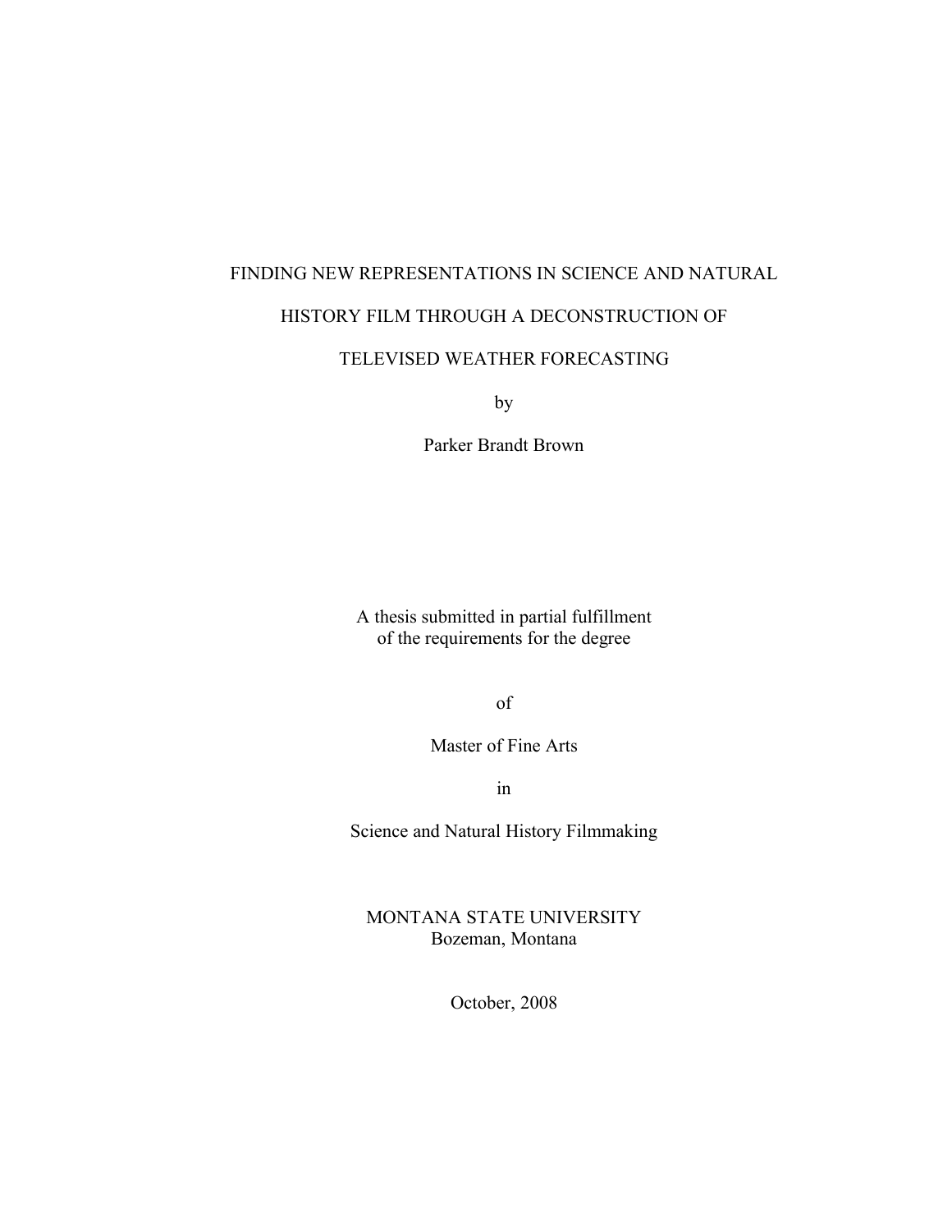# FINDING NEW REPRESENTATIONS IN SCIENCE AND NATURAL HISTORY FILM THROUGH A DECONSTRUCTION OF TELEVISED WEATHER FORECASTING

by

Parker Brandt Brown

A thesis submitted in partial fulfillment
of the requirements for the degree

of

Master of Fine Arts

in

Science and Natural History Filmmaking

MONTANA STATE UNIVERSITY
Bozeman, Montana

October, 2008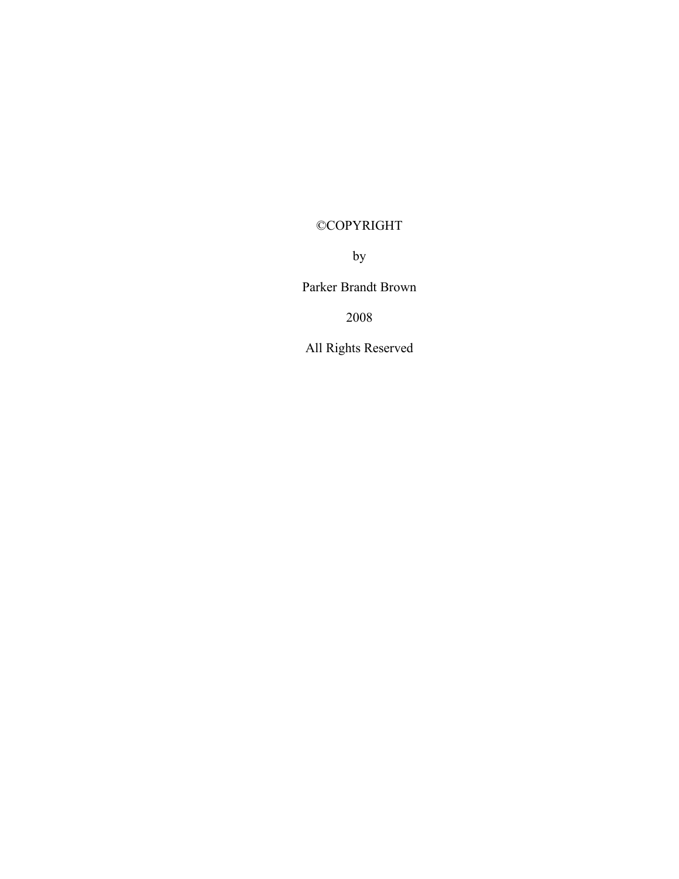©COPYRIGHT

by

Parker Brandt Brown

2008

All Rights Reserved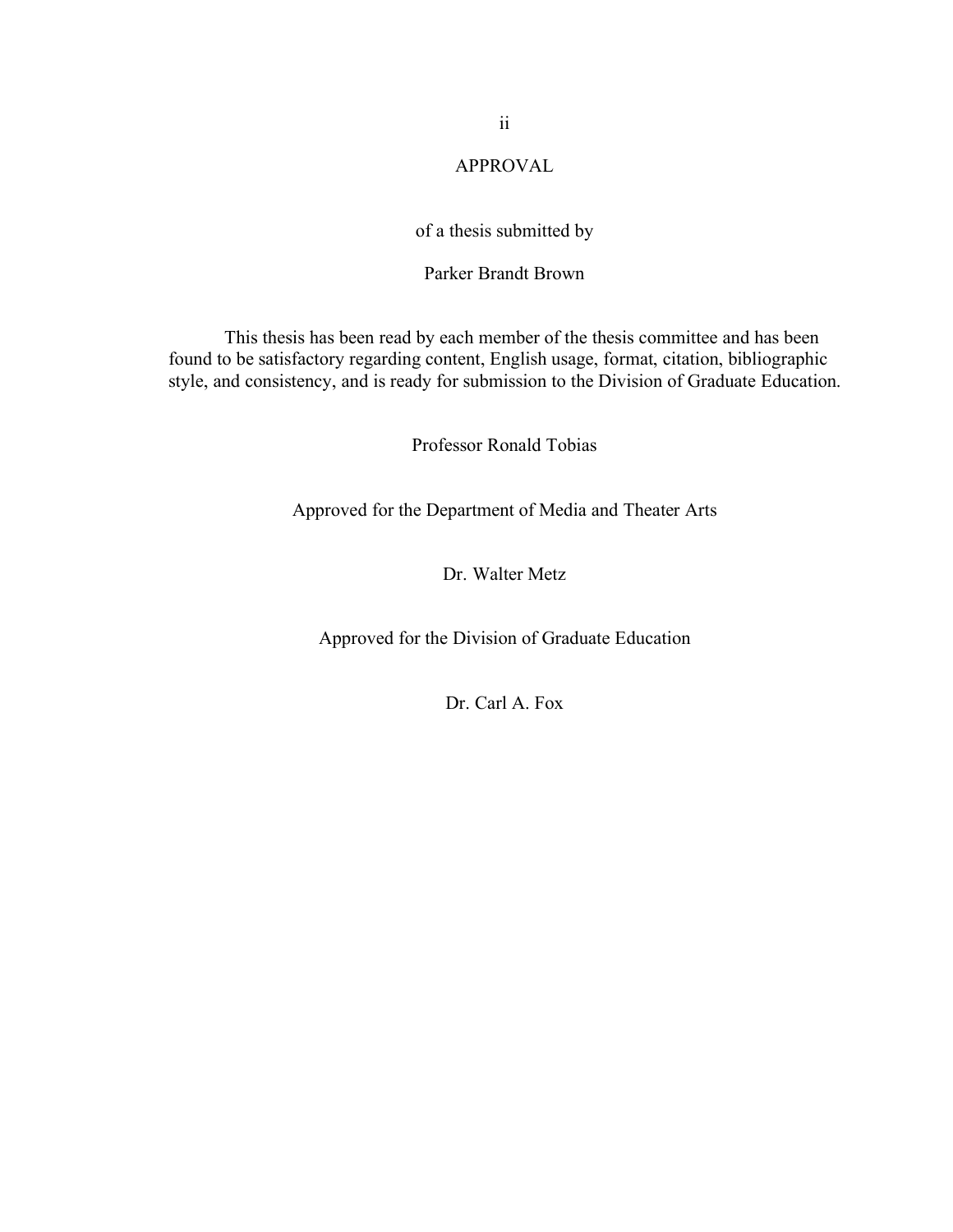# APPROVAL

of a thesis submitted by

Parker Brandt Brown

This thesis has been read by each member of the thesis committee and has been found to be satisfactory regarding content, English usage, format, citation, bibliographic style, and consistency, and is ready for submission to the Division of Graduate Education.

Professor Ronald Tobias

Approved for the Department of Media and Theater Arts

Dr. Walter Metz

Approved for the Division of Graduate Education

Dr. Carl A. Fox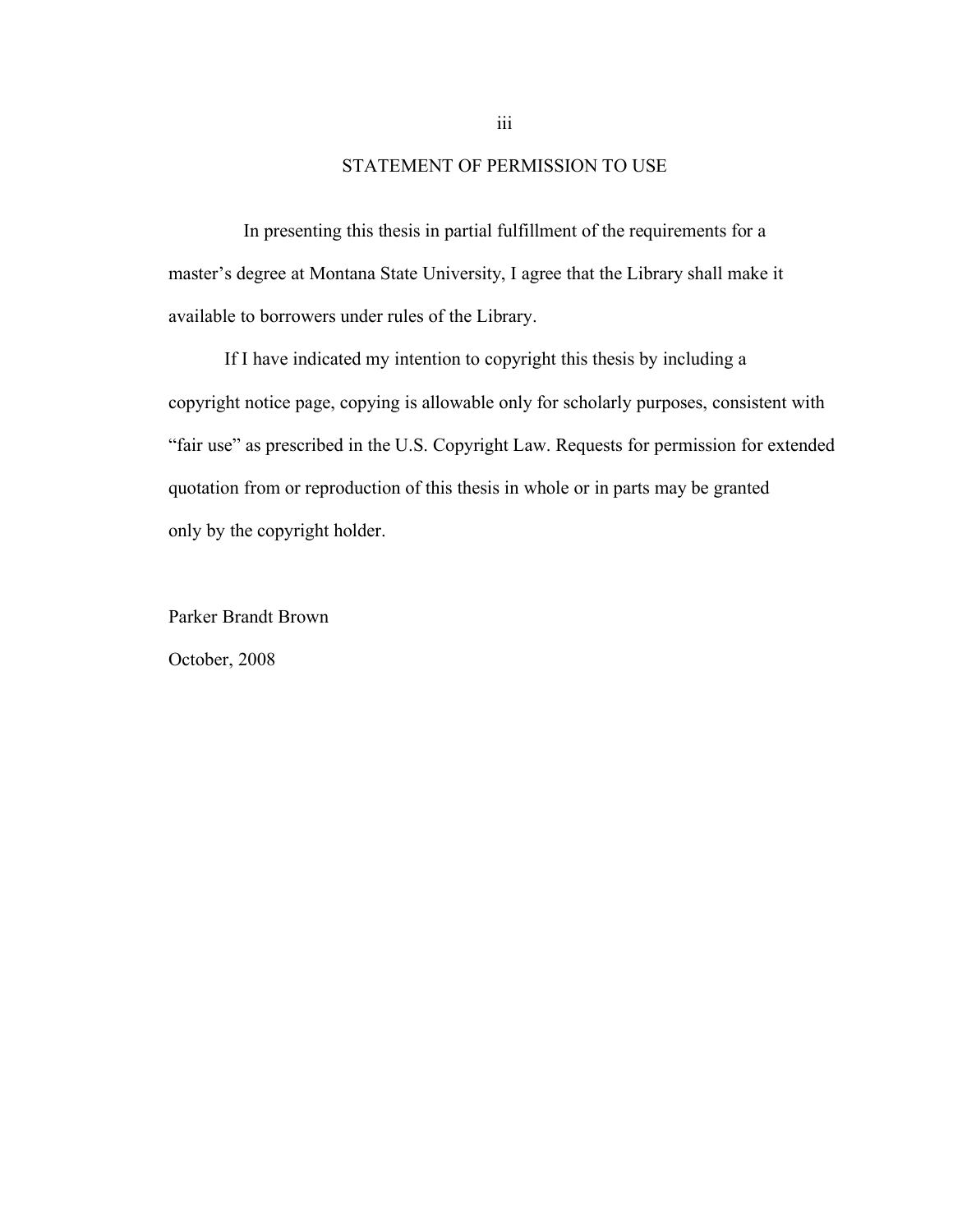## STATEMENT OF PERMISSION TO USE

In presenting this thesis in partial fulfillment of the requirements for a master's degree at Montana State University, I agree that the Library shall make it available to borrowers under rules of the Library.

If I have indicated my intention to copyright this thesis by including a copyright notice page, copying is allowable only for scholarly purposes, consistent with "fair use" as prescribed in the U.S. Copyright Law. Requests for permission for extended quotation from or reproduction of this thesis in whole or in parts may be granted only by the copyright holder.

Parker Brandt Brown

October, 2008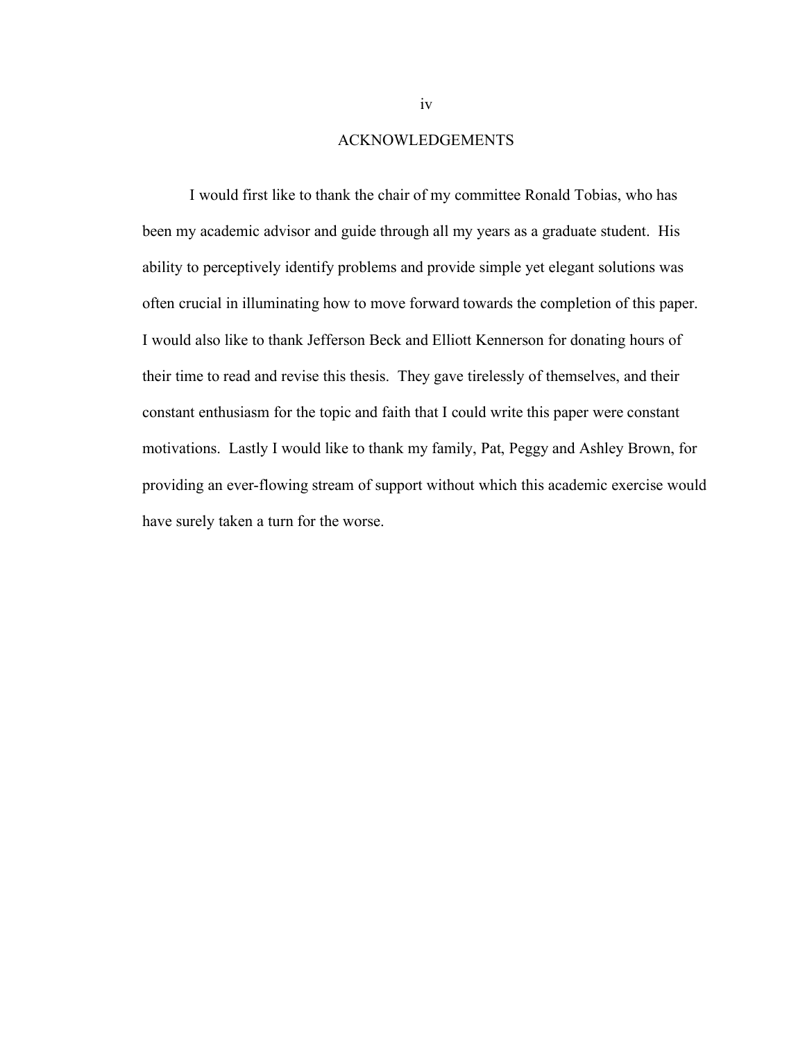# ACKNOWLEDGEMENTS

I would first like to thank the chair of my committee Ronald Tobias, who has been my academic advisor and guide through all my years as a graduate student. His ability to perceptively identify problems and provide simple yet elegant solutions was often crucial in illuminating how to move forward towards the completion of this paper. I would also like to thank Jefferson Beck and Elliott Kennerson for donating hours of their time to read and revise this thesis. They gave tirelessly of themselves, and their constant enthusiasm for the topic and faith that I could write this paper were constant motivations. Lastly I would like to thank my family, Pat, Peggy and Ashley Brown, for providing an ever-flowing stream of support without which this academic exercise would have surely taken a turn for the worse.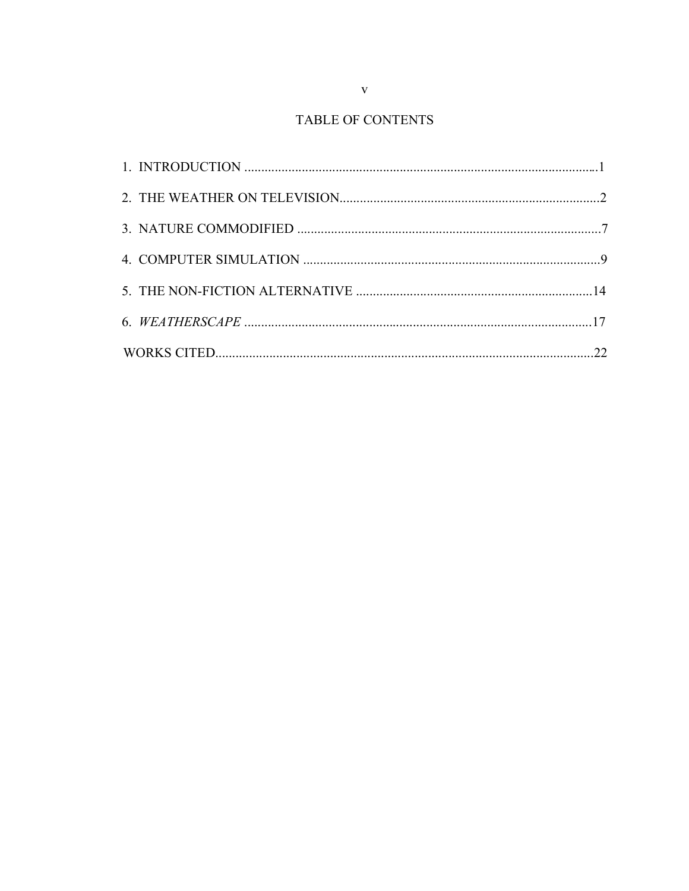# TABLE OF CONTENTS

1. INTRODUCTION ......................................................................................................1
2. THE WEATHER ON TELEVISION............................................................................2
3. NATURE COMMODIFIED .........................................................................................7
4. COMPUTER SIMULATION .......................................................................................9
5. THE NON-FICTION ALTERNATIVE .....................................................................14
6. *WEATHERSCAPE* ......................................................................................................17

WORKS CITED.............................................................................................................22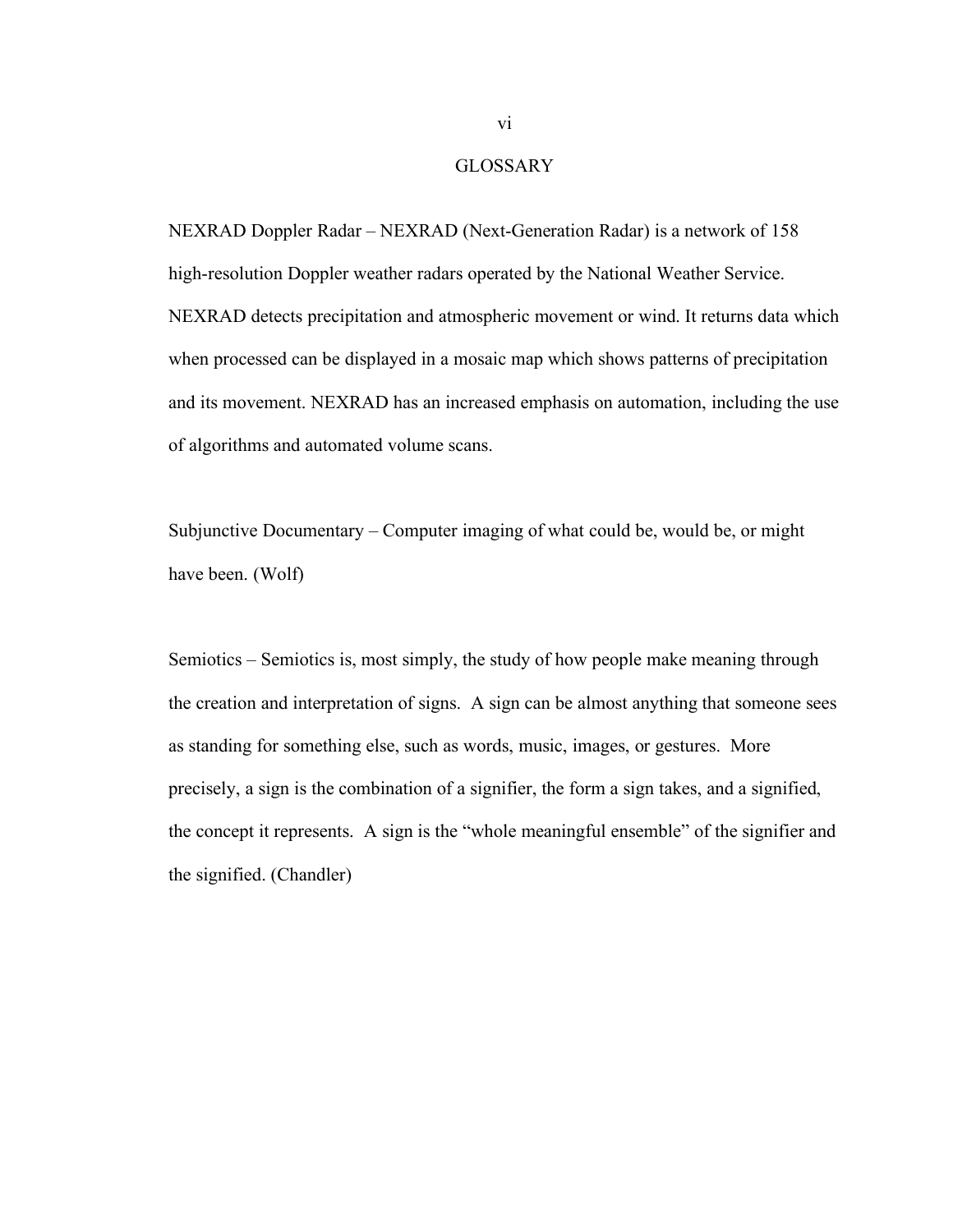## GLOSSARY

NEXRAD Doppler Radar – NEXRAD (Next-Generation Radar) is a network of 158 high-resolution Doppler weather radars operated by the National Weather Service. NEXRAD detects precipitation and atmospheric movement or wind. It returns data which when processed can be displayed in a mosaic map which shows patterns of precipitation and its movement. NEXRAD has an increased emphasis on automation, including the use of algorithms and automated volume scans.

Subjunctive Documentary – Computer imaging of what could be, would be, or might have been. (Wolf)

Semiotics – Semiotics is, most simply, the study of how people make meaning through the creation and interpretation of signs. A sign can be almost anything that someone sees as standing for something else, such as words, music, images, or gestures. More precisely, a sign is the combination of a signifier, the form a sign takes, and a signified, the concept it represents. A sign is the "whole meaningful ensemble" of the signifier and the signified. (Chandler)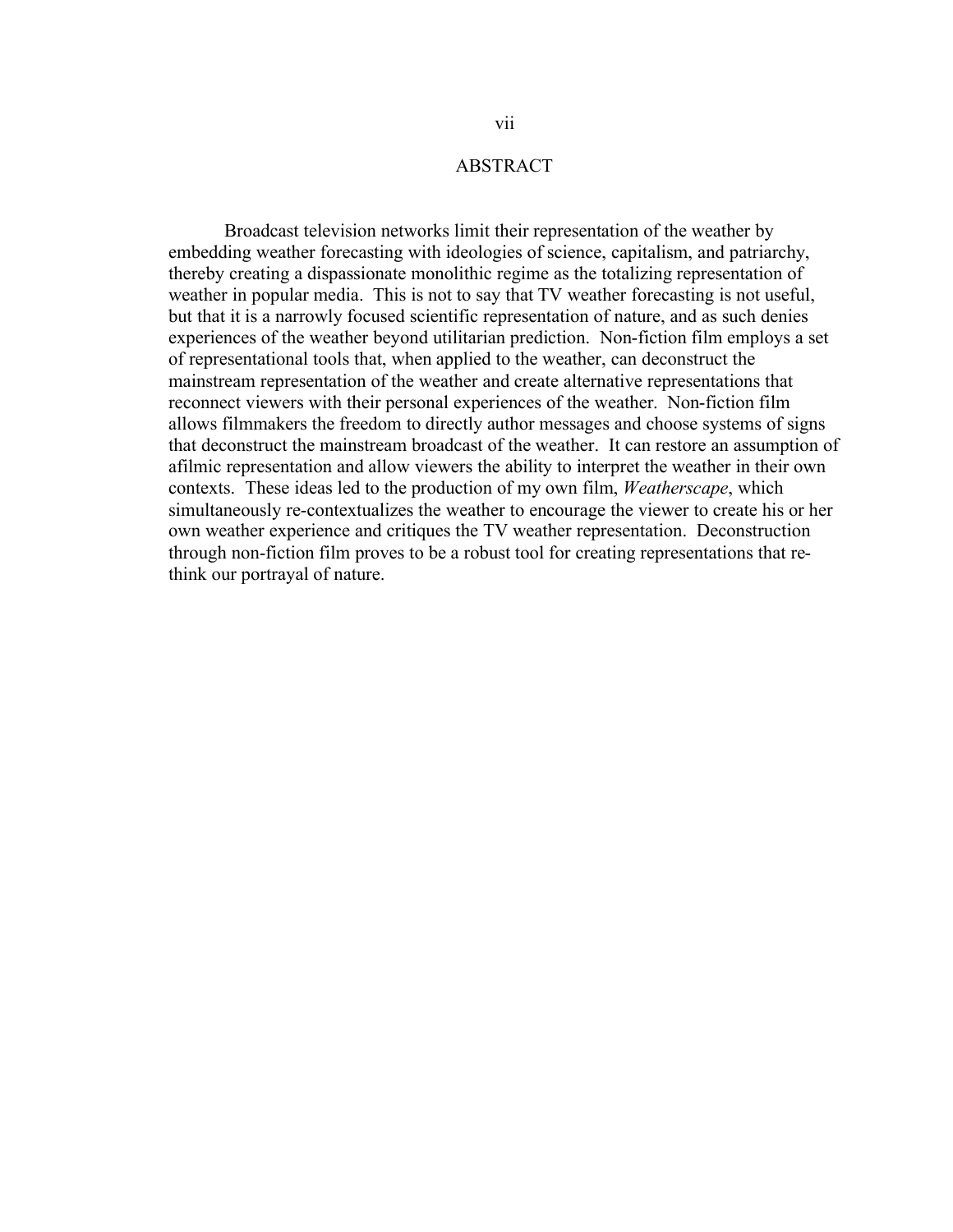# ABSTRACT

Broadcast television networks limit their representation of the weather by embedding weather forecasting with ideologies of science, capitalism, and patriarchy, thereby creating a dispassionate monolithic regime as the totalizing representation of weather in popular media. This is not to say that TV weather forecasting is not useful, but that it is a narrowly focused scientific representation of nature, and as such denies experiences of the weather beyond utilitarian prediction. Non-fiction film employs a set of representational tools that, when applied to the weather, can deconstruct the mainstream representation of the weather and create alternative representations that reconnect viewers with their personal experiences of the weather. Non-fiction film allows filmmakers the freedom to directly author messages and choose systems of signs that deconstruct the mainstream broadcast of the weather. It can restore an assumption of afilmic representation and allow viewers the ability to interpret the weather in their own contexts. These ideas led to the production of my own film, *Weatherscape*, which simultaneously re-contextualizes the weather to encourage the viewer to create his or her own weather experience and critiques the TV weather representation. Deconstruction through non-fiction film proves to be a robust tool for creating representations that re-think our portrayal of nature.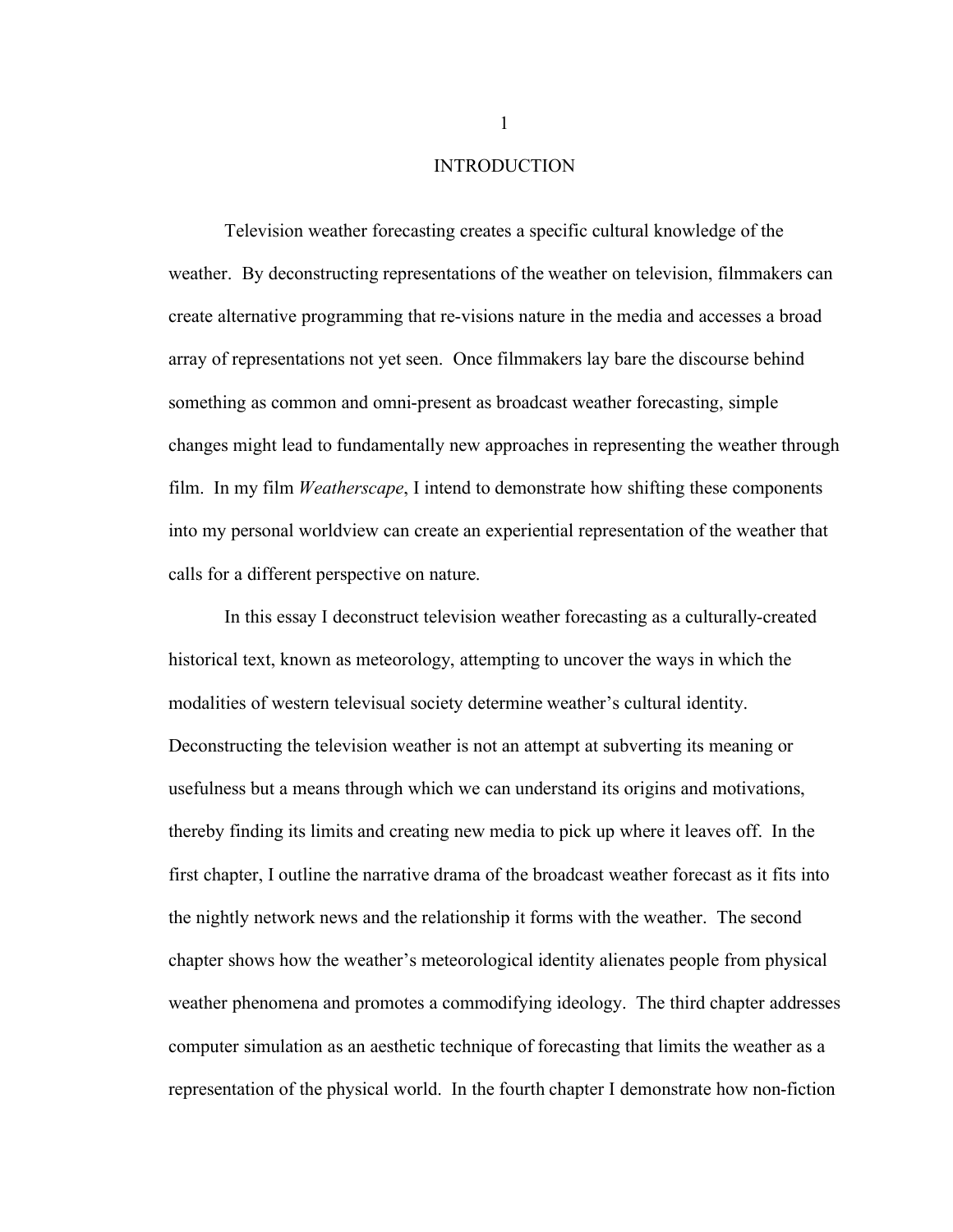# INTRODUCTION

Television weather forecasting creates a specific cultural knowledge of the weather. By deconstructing representations of the weather on television, filmmakers can create alternative programming that re-visions nature in the media and accesses a broad array of representations not yet seen. Once filmmakers lay bare the discourse behind something as common and omni-present as broadcast weather forecasting, simple changes might lead to fundamentally new approaches in representing the weather through film. In my film *Weatherscape*, I intend to demonstrate how shifting these components into my personal worldview can create an experiential representation of the weather that calls for a different perspective on nature.

In this essay I deconstruct television weather forecasting as a culturally-created historical text, known as meteorology, attempting to uncover the ways in which the modalities of western televisual society determine weather's cultural identity. Deconstructing the television weather is not an attempt at subverting its meaning or usefulness but a means through which we can understand its origins and motivations, thereby finding its limits and creating new media to pick up where it leaves off. In the first chapter, I outline the narrative drama of the broadcast weather forecast as it fits into the nightly network news and the relationship it forms with the weather. The second chapter shows how the weather's meteorological identity alienates people from physical weather phenomena and promotes a commodifying ideology. The third chapter addresses computer simulation as an aesthetic technique of forecasting that limits the weather as a representation of the physical world. In the fourth chapter I demonstrate how non-fiction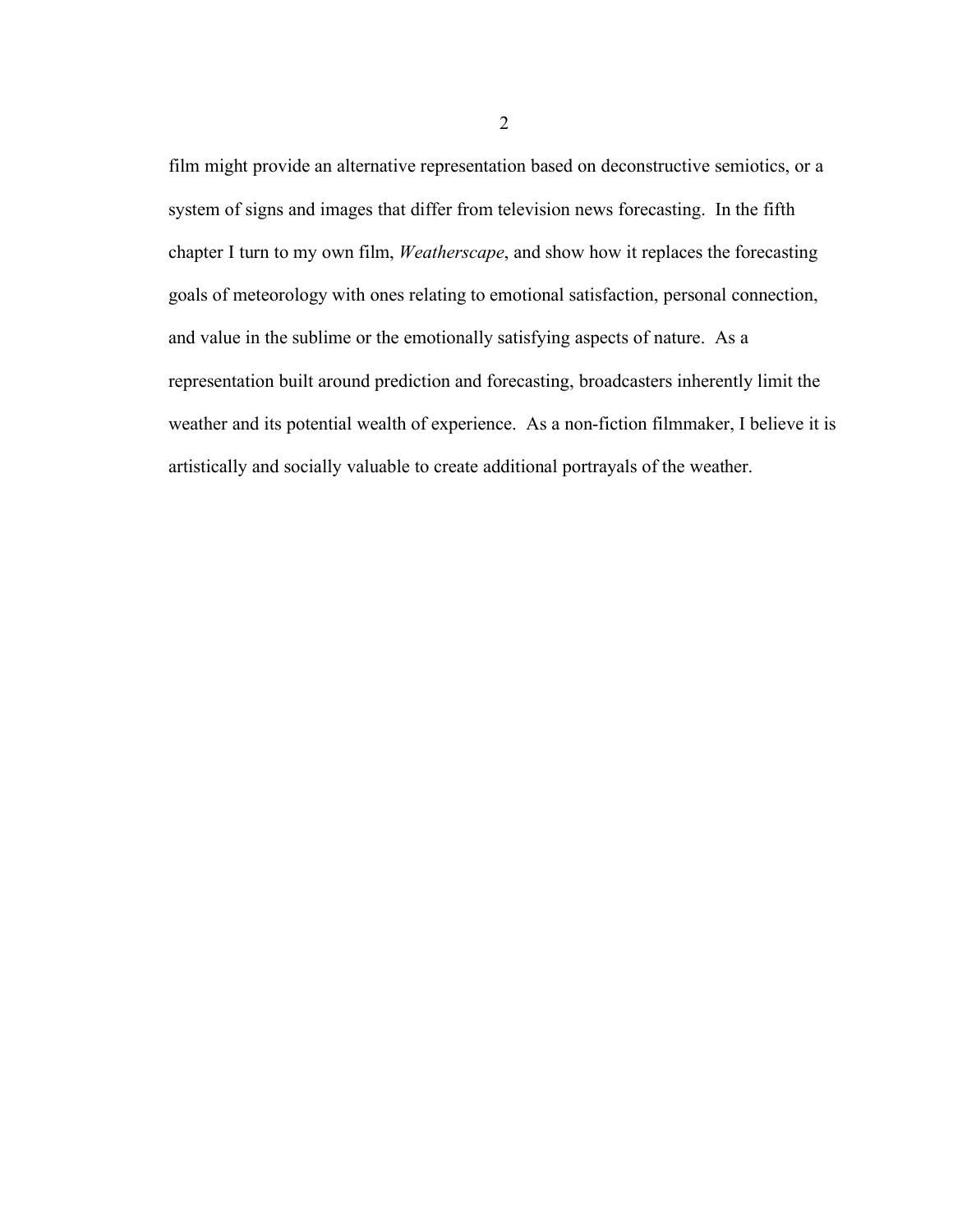film might provide an alternative representation based on deconstructive semiotics, or a system of signs and images that differ from television news forecasting. In the fifth chapter I turn to my own film, *Weatherscape*, and show how it replaces the forecasting goals of meteorology with ones relating to emotional satisfaction, personal connection, and value in the sublime or the emotionally satisfying aspects of nature. As a representation built around prediction and forecasting, broadcasters inherently limit the weather and its potential wealth of experience. As a non-fiction filmmaker, I believe it is artistically and socially valuable to create additional portrayals of the weather.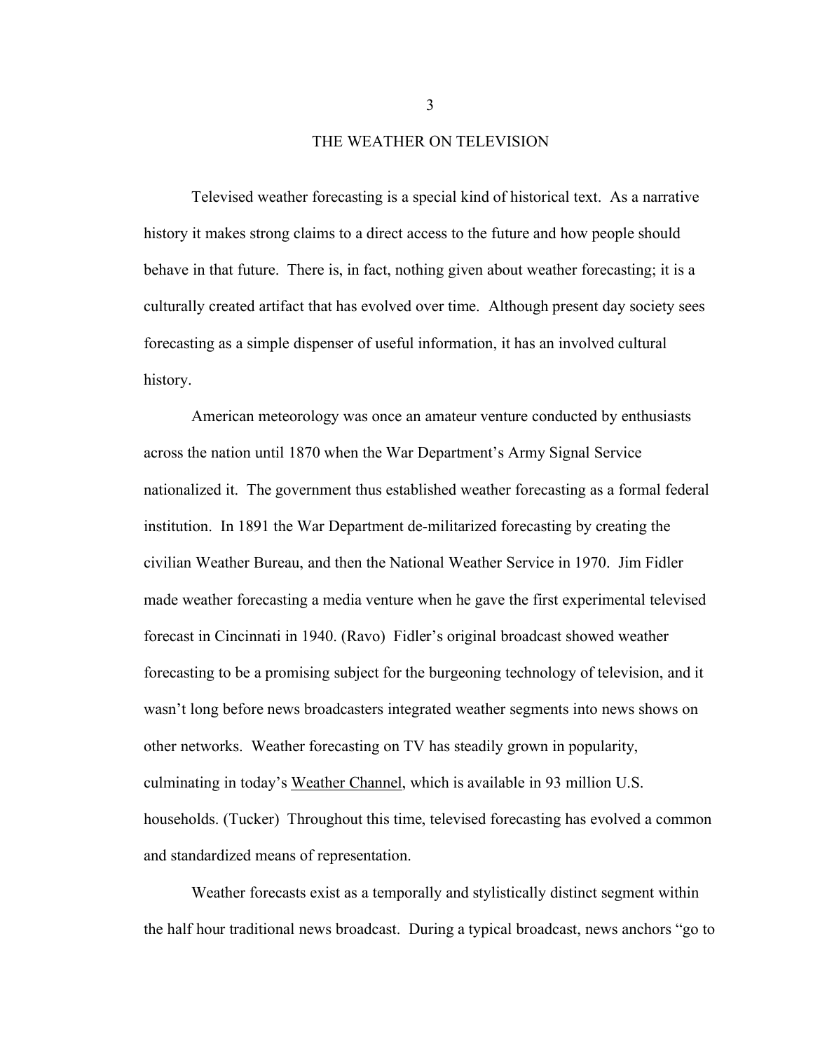# THE WEATHER ON TELEVISION

Televised weather forecasting is a special kind of historical text. As a narrative history it makes strong claims to a direct access to the future and how people should behave in that future. There is, in fact, nothing given about weather forecasting; it is a culturally created artifact that has evolved over time. Although present day society sees forecasting as a simple dispenser of useful information, it has an involved cultural history.

American meteorology was once an amateur venture conducted by enthusiasts across the nation until 1870 when the War Department's Army Signal Service nationalized it. The government thus established weather forecasting as a formal federal institution. In 1891 the War Department de-militarized forecasting by creating the civilian Weather Bureau, and then the National Weather Service in 1970. Jim Fidler made weather forecasting a media venture when he gave the first experimental televised forecast in Cincinnati in 1940. (Ravo) Fidler's original broadcast showed weather forecasting to be a promising subject for the burgeoning technology of television, and it wasn't long before news broadcasters integrated weather segments into news shows on other networks. Weather forecasting on TV has steadily grown in popularity, culminating in today's <u>Weather Channel</u>, which is available in 93 million U.S. households. (Tucker) Throughout this time, televised forecasting has evolved a common and standardized means of representation.

Weather forecasts exist as a temporally and stylistically distinct segment within the half hour traditional news broadcast. During a typical broadcast, news anchors "go to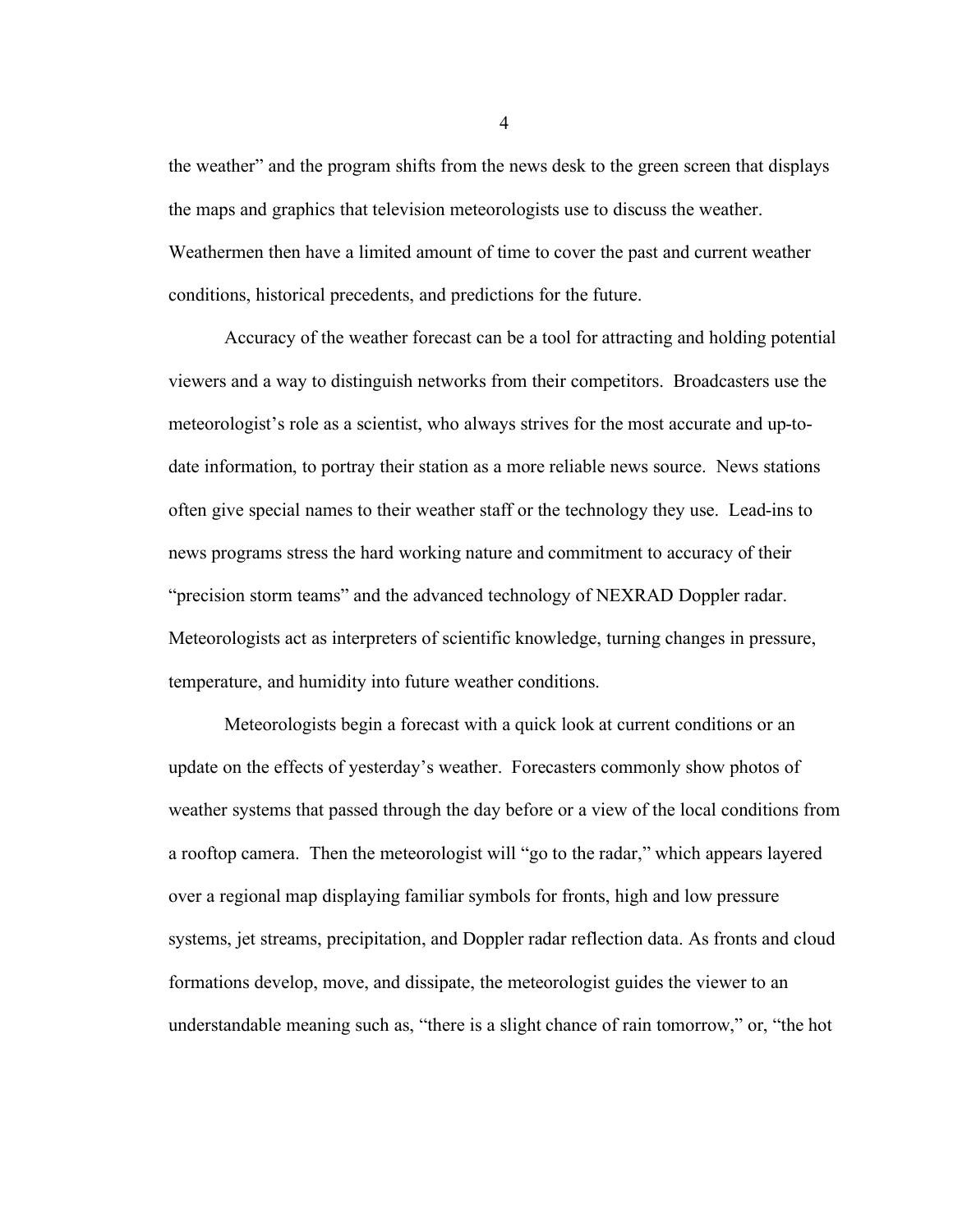the weather" and the program shifts from the news desk to the green screen that displays the maps and graphics that television meteorologists use to discuss the weather. Weathermen then have a limited amount of time to cover the past and current weather conditions, historical precedents, and predictions for the future.

Accuracy of the weather forecast can be a tool for attracting and holding potential viewers and a way to distinguish networks from their competitors. Broadcasters use the meteorologist's role as a scientist, who always strives for the most accurate and up-to-date information, to portray their station as a more reliable news source. News stations often give special names to their weather staff or the technology they use. Lead-ins to news programs stress the hard working nature and commitment to accuracy of their "precision storm teams" and the advanced technology of NEXRAD Doppler radar. Meteorologists act as interpreters of scientific knowledge, turning changes in pressure, temperature, and humidity into future weather conditions.

Meteorologists begin a forecast with a quick look at current conditions or an update on the effects of yesterday's weather. Forecasters commonly show photos of weather systems that passed through the day before or a view of the local conditions from a rooftop camera. Then the meteorologist will "go to the radar," which appears layered over a regional map displaying familiar symbols for fronts, high and low pressure systems, jet streams, precipitation, and Doppler radar reflection data. As fronts and cloud formations develop, move, and dissipate, the meteorologist guides the viewer to an understandable meaning such as, "there is a slight chance of rain tomorrow," or, "the hot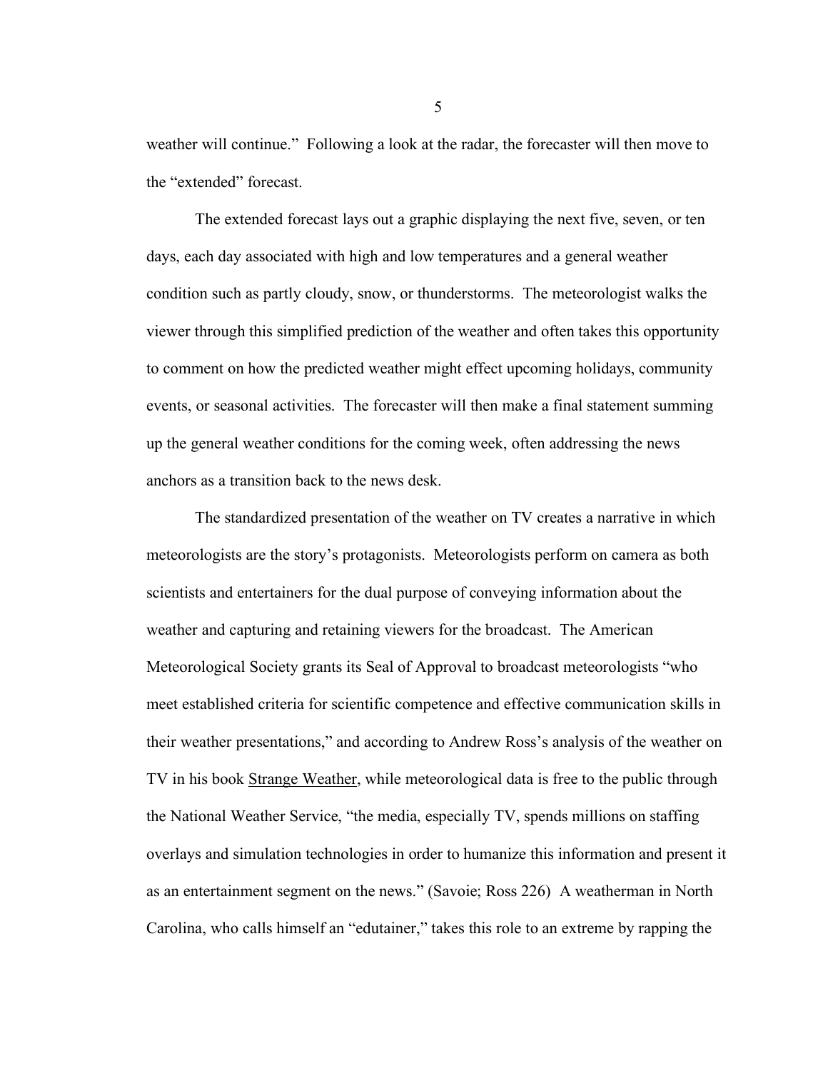weather will continue." Following a look at the radar, the forecaster will then move to the "extended" forecast.

The extended forecast lays out a graphic displaying the next five, seven, or ten days, each day associated with high and low temperatures and a general weather condition such as partly cloudy, snow, or thunderstorms. The meteorologist walks the viewer through this simplified prediction of the weather and often takes this opportunity to comment on how the predicted weather might effect upcoming holidays, community events, or seasonal activities. The forecaster will then make a final statement summing up the general weather conditions for the coming week, often addressing the news anchors as a transition back to the news desk.

The standardized presentation of the weather on TV creates a narrative in which meteorologists are the story's protagonists. Meteorologists perform on camera as both scientists and entertainers for the dual purpose of conveying information about the weather and capturing and retaining viewers for the broadcast. The American Meteorological Society grants its Seal of Approval to broadcast meteorologists "who meet established criteria for scientific competence and effective communication skills in their weather presentations," and according to Andrew Ross's analysis of the weather on TV in his book Strange Weather, while meteorological data is free to the public through the National Weather Service, "the media, especially TV, spends millions on staffing overlays and simulation technologies in order to humanize this information and present it as an entertainment segment on the news." (Savoie; Ross 226) A weatherman in North Carolina, who calls himself an "edutainer," takes this role to an extreme by rapping the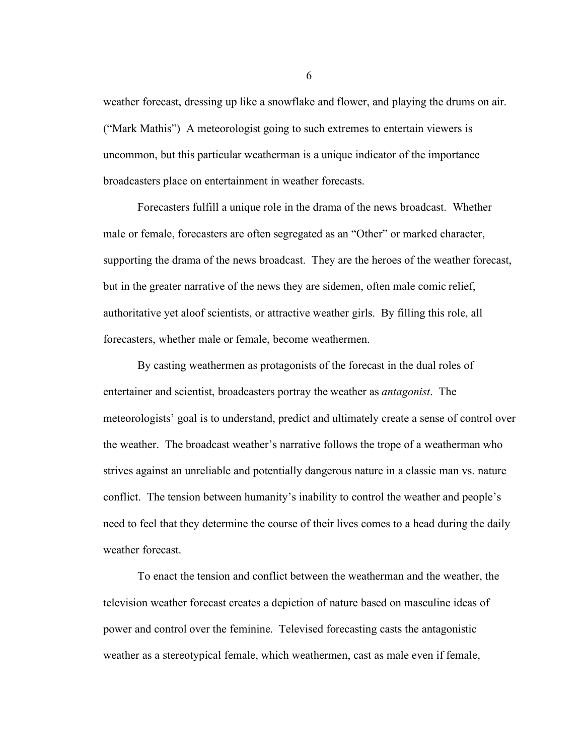weather forecast, dressing up like a snowflake and flower, and playing the drums on air. ("Mark Mathis") A meteorologist going to such extremes to entertain viewers is uncommon, but this particular weatherman is a unique indicator of the importance broadcasters place on entertainment in weather forecasts.

Forecasters fulfill a unique role in the drama of the news broadcast. Whether male or female, forecasters are often segregated as an "Other" or marked character, supporting the drama of the news broadcast. They are the heroes of the weather forecast, but in the greater narrative of the news they are sidemen, often male comic relief, authoritative yet aloof scientists, or attractive weather girls. By filling this role, all forecasters, whether male or female, become weathermen.

By casting weathermen as protagonists of the forecast in the dual roles of entertainer and scientist, broadcasters portray the weather as *antagonist*. The meteorologists' goal is to understand, predict and ultimately create a sense of control over the weather. The broadcast weather's narrative follows the trope of a weatherman who strives against an unreliable and potentially dangerous nature in a classic man vs. nature conflict. The tension between humanity's inability to control the weather and people's need to feel that they determine the course of their lives comes to a head during the daily weather forecast.

To enact the tension and conflict between the weatherman and the weather, the television weather forecast creates a depiction of nature based on masculine ideas of power and control over the feminine. Televised forecasting casts the antagonistic weather as a stereotypical female, which weathermen, cast as male even if female,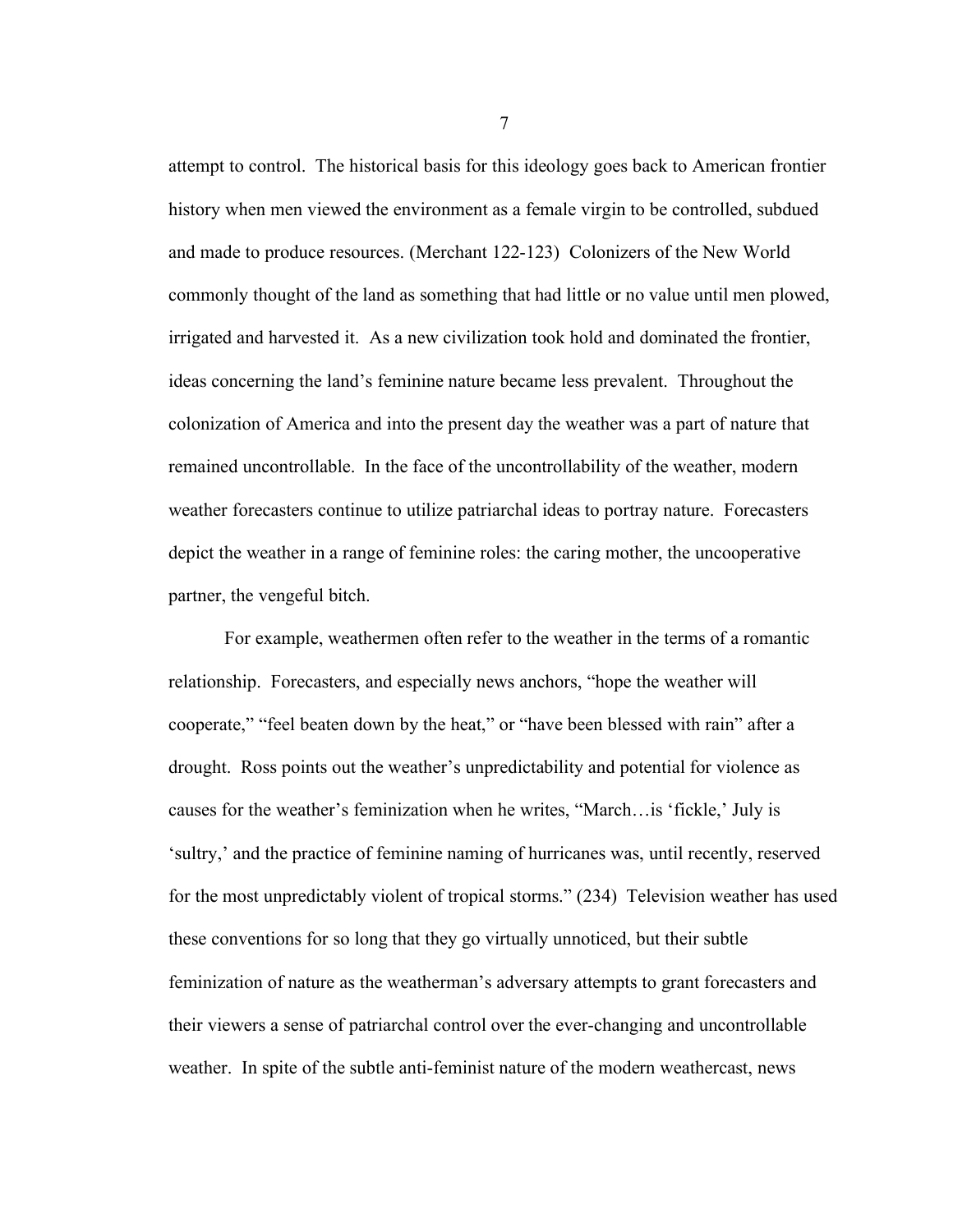attempt to control. The historical basis for this ideology goes back to American frontier history when men viewed the environment as a female virgin to be controlled, subdued and made to produce resources. (Merchant 122-123) Colonizers of the New World commonly thought of the land as something that had little or no value until men plowed, irrigated and harvested it. As a new civilization took hold and dominated the frontier, ideas concerning the land's feminine nature became less prevalent. Throughout the colonization of America and into the present day the weather was a part of nature that remained uncontrollable. In the face of the uncontrollability of the weather, modern weather forecasters continue to utilize patriarchal ideas to portray nature. Forecasters depict the weather in a range of feminine roles: the caring mother, the uncooperative partner, the vengeful bitch.

For example, weathermen often refer to the weather in the terms of a romantic relationship. Forecasters, and especially news anchors, "hope the weather will cooperate," "feel beaten down by the heat," or "have been blessed with rain" after a drought. Ross points out the weather's unpredictability and potential for violence as causes for the weather's feminization when he writes, "March…is 'fickle,' July is 'sultry,' and the practice of feminine naming of hurricanes was, until recently, reserved for the most unpredictably violent of tropical storms." (234) Television weather has used these conventions for so long that they go virtually unnoticed, but their subtle feminization of nature as the weatherman's adversary attempts to grant forecasters and their viewers a sense of patriarchal control over the ever-changing and uncontrollable weather. In spite of the subtle anti-feminist nature of the modern weathercast, news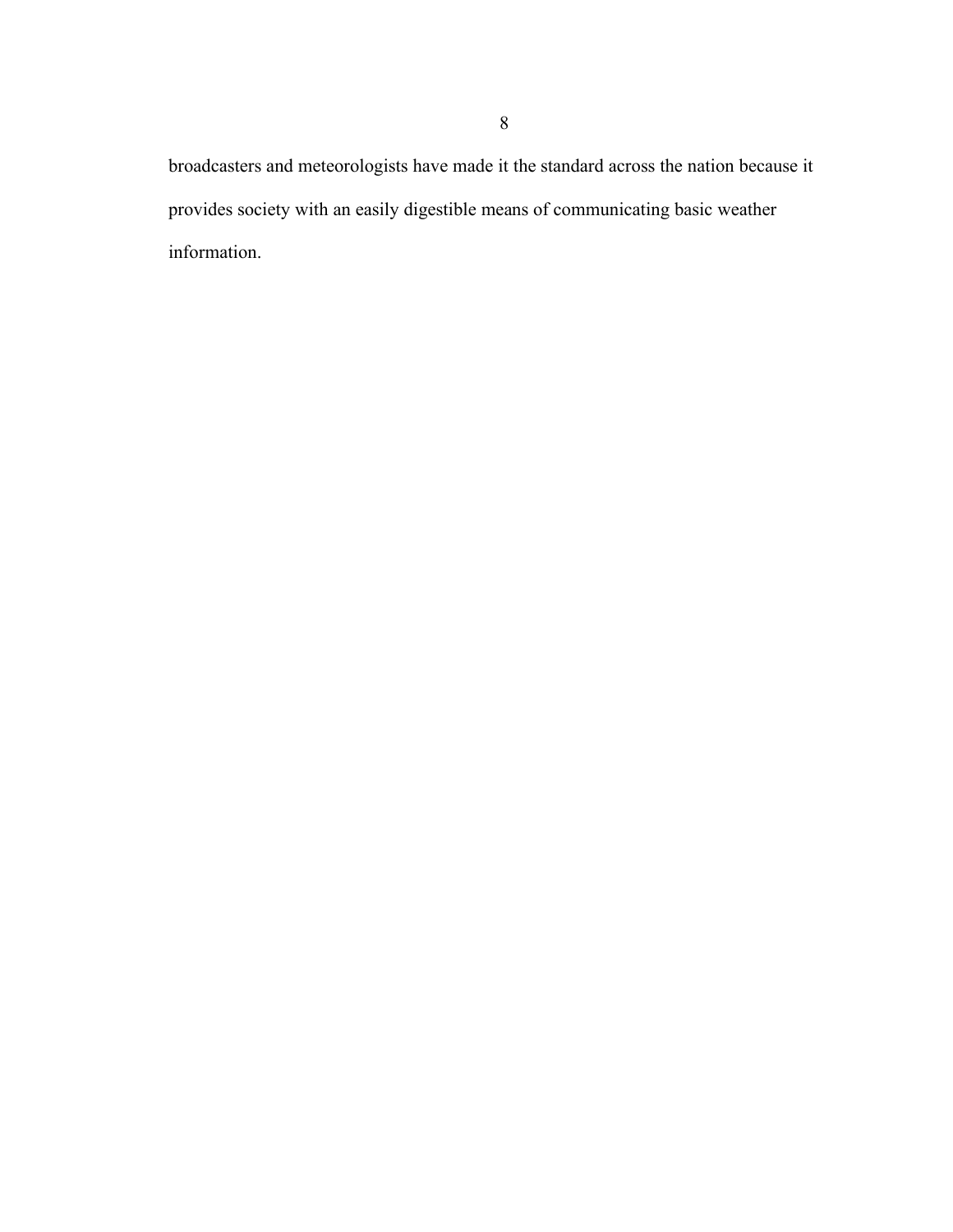broadcasters and meteorologists have made it the standard across the nation because it provides society with an easily digestible means of communicating basic weather information.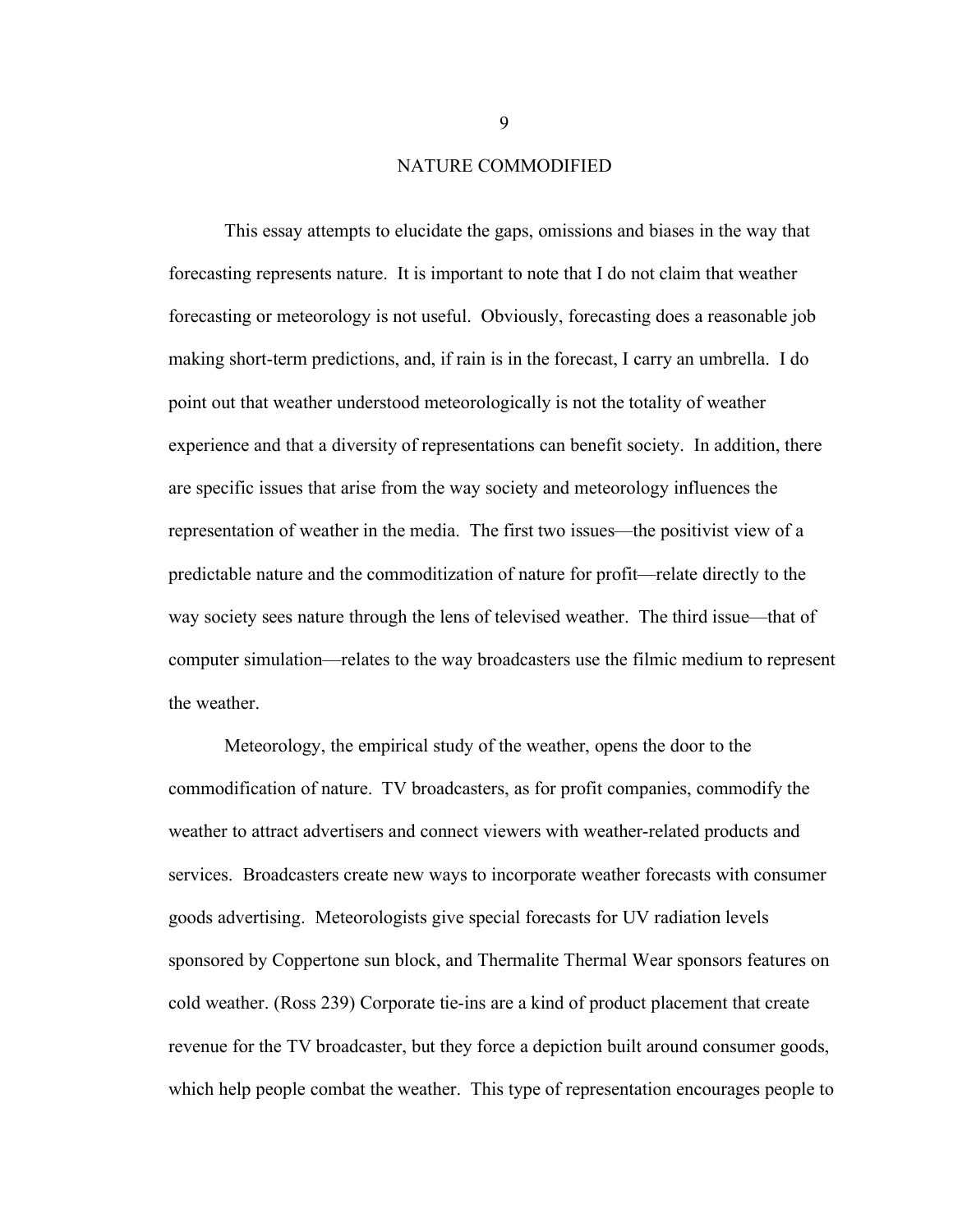## NATURE COMMODIFIED

This essay attempts to elucidate the gaps, omissions and biases in the way that forecasting represents nature. It is important to note that I do not claim that weather forecasting or meteorology is not useful. Obviously, forecasting does a reasonable job making short-term predictions, and, if rain is in the forecast, I carry an umbrella. I do point out that weather understood meteorologically is not the totality of weather experience and that a diversity of representations can benefit society. In addition, there are specific issues that arise from the way society and meteorology influences the representation of weather in the media. The first two issues—the positivist view of a predictable nature and the commoditization of nature for profit—relate directly to the way society sees nature through the lens of televised weather. The third issue—that of computer simulation—relates to the way broadcasters use the filmic medium to represent the weather.

Meteorology, the empirical study of the weather, opens the door to the commodification of nature. TV broadcasters, as for profit companies, commodify the weather to attract advertisers and connect viewers with weather-related products and services. Broadcasters create new ways to incorporate weather forecasts with consumer goods advertising. Meteorologists give special forecasts for UV radiation levels sponsored by Coppertone sun block, and Thermalite Thermal Wear sponsors features on cold weather. (Ross 239) Corporate tie-ins are a kind of product placement that create revenue for the TV broadcaster, but they force a depiction built around consumer goods, which help people combat the weather. This type of representation encourages people to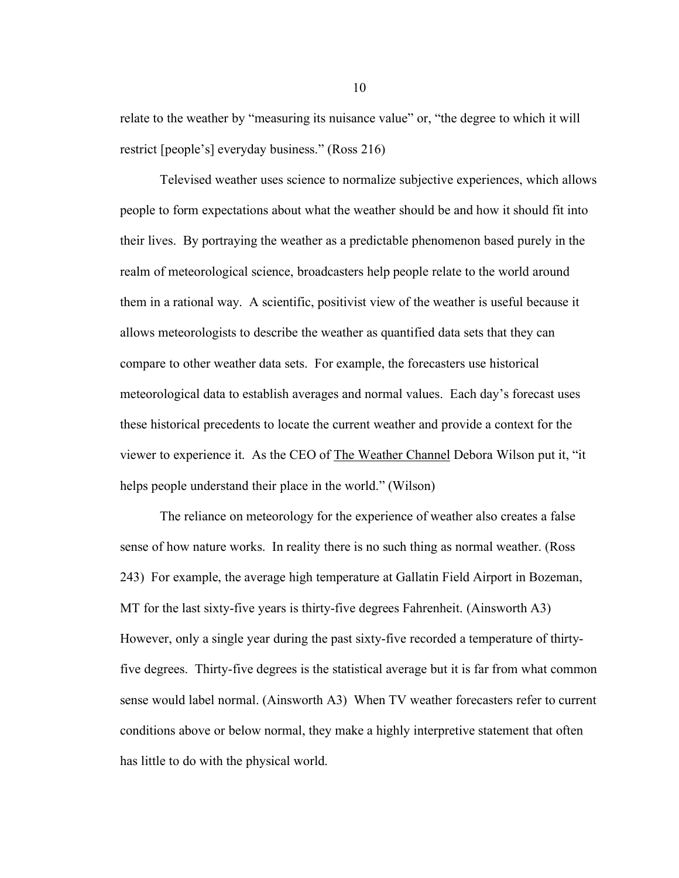relate to the weather by "measuring its nuisance value" or, "the degree to which it will restrict [people's] everyday business." (Ross 216)

Televised weather uses science to normalize subjective experiences, which allows people to form expectations about what the weather should be and how it should fit into their lives. By portraying the weather as a predictable phenomenon based purely in the realm of meteorological science, broadcasters help people relate to the world around them in a rational way. A scientific, positivist view of the weather is useful because it allows meteorologists to describe the weather as quantified data sets that they can compare to other weather data sets. For example, the forecasters use historical meteorological data to establish averages and normal values. Each day's forecast uses these historical precedents to locate the current weather and provide a context for the viewer to experience it. As the CEO of <u>The Weather Channel</u> Debora Wilson put it, "it helps people understand their place in the world." (Wilson)

The reliance on meteorology for the experience of weather also creates a false sense of how nature works. In reality there is no such thing as normal weather. (Ross 243) For example, the average high temperature at Gallatin Field Airport in Bozeman, MT for the last sixty-five years is thirty-five degrees Fahrenheit. (Ainsworth A3) However, only a single year during the past sixty-five recorded a temperature of thirty-five degrees. Thirty-five degrees is the statistical average but it is far from what common sense would label normal. (Ainsworth A3) When TV weather forecasters refer to current conditions above or below normal, they make a highly interpretive statement that often has little to do with the physical world.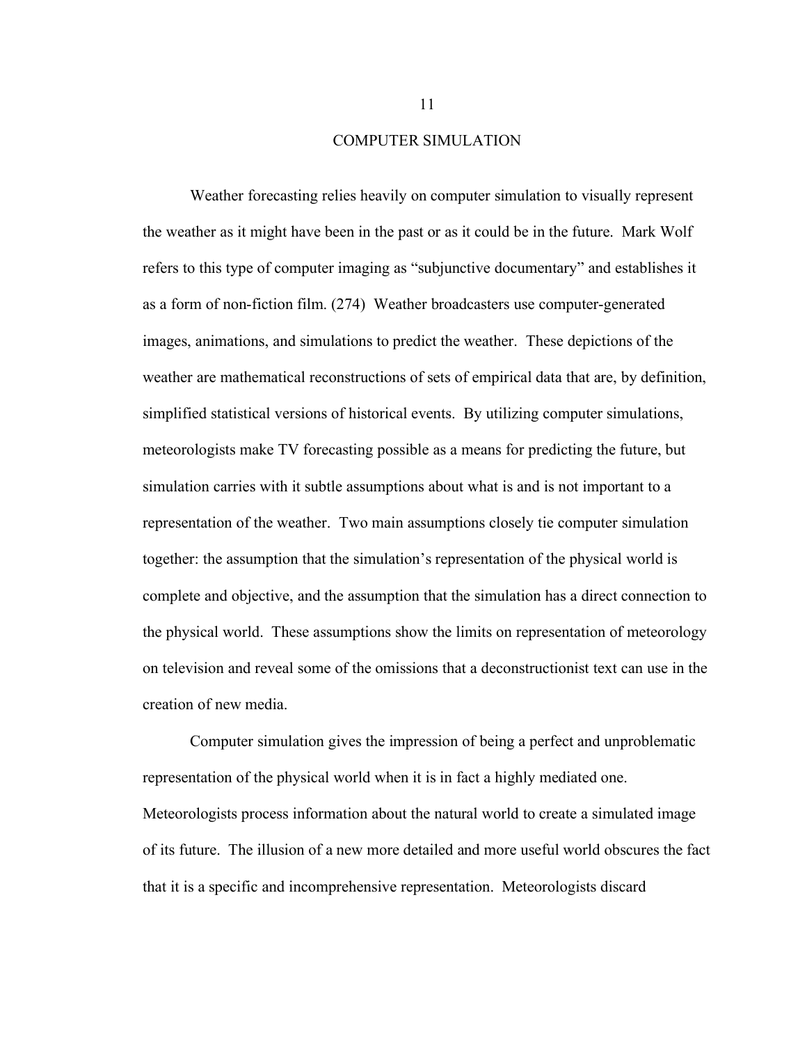## COMPUTER SIMULATION

Weather forecasting relies heavily on computer simulation to visually represent the weather as it might have been in the past or as it could be in the future. Mark Wolf refers to this type of computer imaging as "subjunctive documentary" and establishes it as a form of non-fiction film. (274) Weather broadcasters use computer-generated images, animations, and simulations to predict the weather. These depictions of the weather are mathematical reconstructions of sets of empirical data that are, by definition, simplified statistical versions of historical events. By utilizing computer simulations, meteorologists make TV forecasting possible as a means for predicting the future, but simulation carries with it subtle assumptions about what is and is not important to a representation of the weather. Two main assumptions closely tie computer simulation together: the assumption that the simulation's representation of the physical world is complete and objective, and the assumption that the simulation has a direct connection to the physical world. These assumptions show the limits on representation of meteorology on television and reveal some of the omissions that a deconstructionist text can use in the creation of new media.

Computer simulation gives the impression of being a perfect and unproblematic representation of the physical world when it is in fact a highly mediated one. Meteorologists process information about the natural world to create a simulated image of its future. The illusion of a new more detailed and more useful world obscures the fact that it is a specific and incomprehensive representation. Meteorologists discard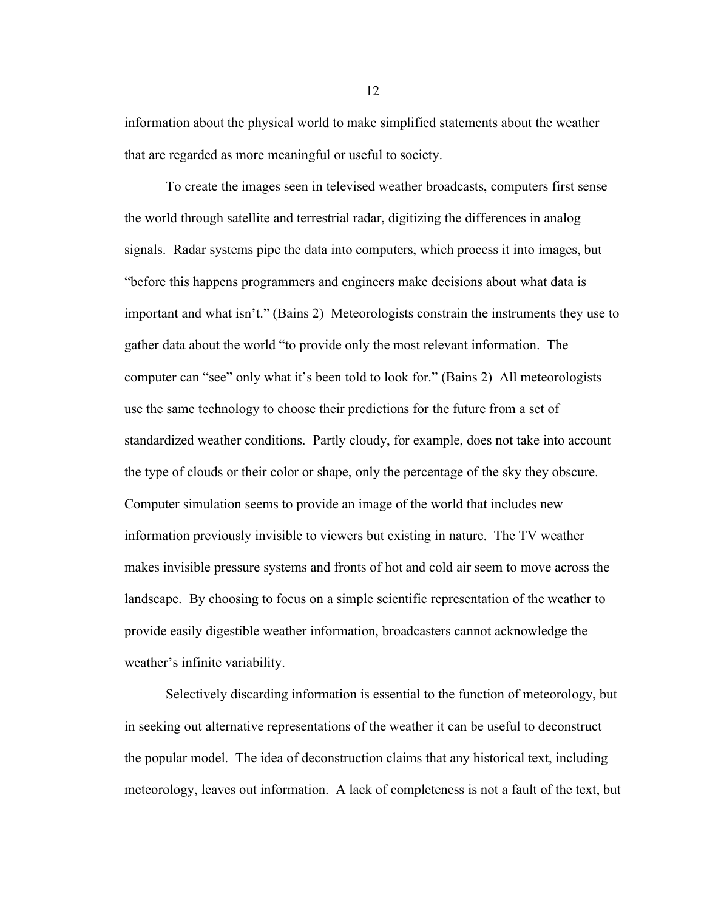information about the physical world to make simplified statements about the weather that are regarded as more meaningful or useful to society.

To create the images seen in televised weather broadcasts, computers first sense the world through satellite and terrestrial radar, digitizing the differences in analog signals. Radar systems pipe the data into computers, which process it into images, but "before this happens programmers and engineers make decisions about what data is important and what isn't." (Bains 2) Meteorologists constrain the instruments they use to gather data about the world "to provide only the most relevant information. The computer can "see" only what it's been told to look for." (Bains 2) All meteorologists use the same technology to choose their predictions for the future from a set of standardized weather conditions. Partly cloudy, for example, does not take into account the type of clouds or their color or shape, only the percentage of the sky they obscure. Computer simulation seems to provide an image of the world that includes new information previously invisible to viewers but existing in nature. The TV weather makes invisible pressure systems and fronts of hot and cold air seem to move across the landscape. By choosing to focus on a simple scientific representation of the weather to provide easily digestible weather information, broadcasters cannot acknowledge the weather's infinite variability.

Selectively discarding information is essential to the function of meteorology, but in seeking out alternative representations of the weather it can be useful to deconstruct the popular model. The idea of deconstruction claims that any historical text, including meteorology, leaves out information. A lack of completeness is not a fault of the text, but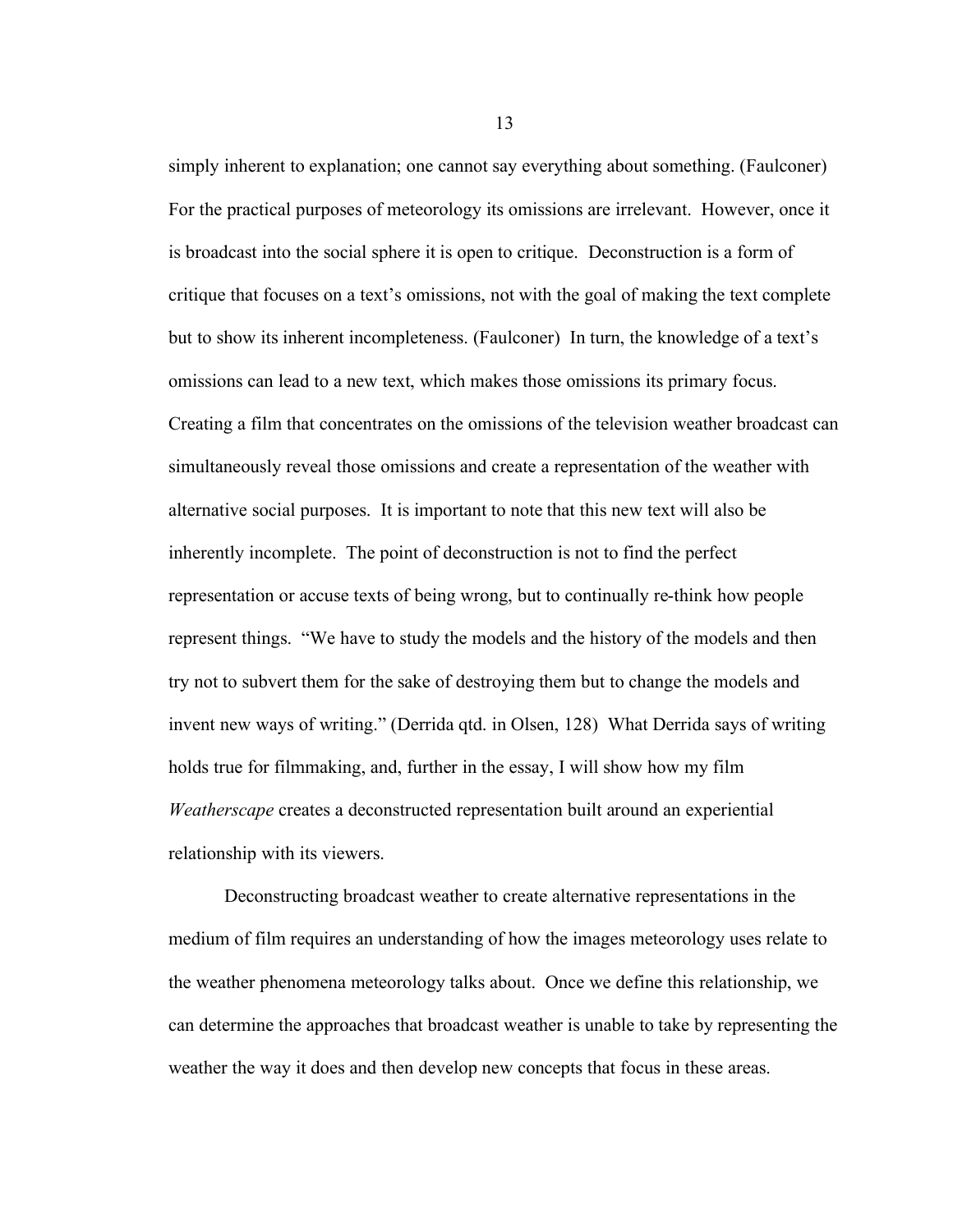simply inherent to explanation; one cannot say everything about something. (Faulconer) For the practical purposes of meteorology its omissions are irrelevant. However, once it is broadcast into the social sphere it is open to critique. Deconstruction is a form of critique that focuses on a text's omissions, not with the goal of making the text complete but to show its inherent incompleteness. (Faulconer) In turn, the knowledge of a text's omissions can lead to a new text, which makes those omissions its primary focus. Creating a film that concentrates on the omissions of the television weather broadcast can simultaneously reveal those omissions and create a representation of the weather with alternative social purposes. It is important to note that this new text will also be inherently incomplete. The point of deconstruction is not to find the perfect representation or accuse texts of being wrong, but to continually re-think how people represent things. "We have to study the models and the history of the models and then try not to subvert them for the sake of destroying them but to change the models and invent new ways of writing." (Derrida qtd. in Olsen, 128) What Derrida says of writing holds true for filmmaking, and, further in the essay, I will show how my film *Weatherscape* creates a deconstructed representation built around an experiential relationship with its viewers.

Deconstructing broadcast weather to create alternative representations in the medium of film requires an understanding of how the images meteorology uses relate to the weather phenomena meteorology talks about. Once we define this relationship, we can determine the approaches that broadcast weather is unable to take by representing the weather the way it does and then develop new concepts that focus in these areas.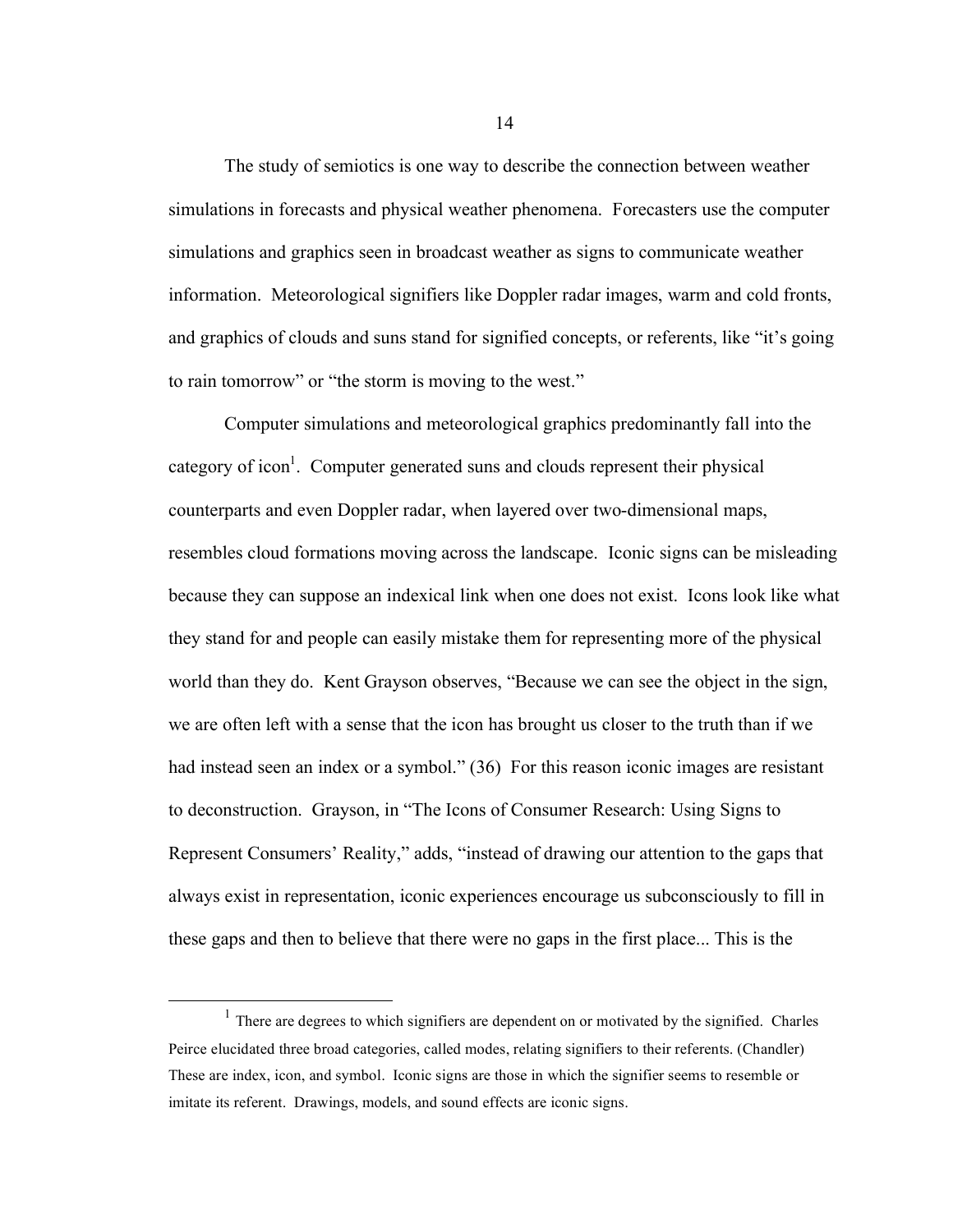The study of semiotics is one way to describe the connection between weather simulations in forecasts and physical weather phenomena. Forecasters use the computer simulations and graphics seen in broadcast weather as signs to communicate weather information. Meteorological signifiers like Doppler radar images, warm and cold fronts, and graphics of clouds and suns stand for signified concepts, or referents, like "it's going to rain tomorrow" or "the storm is moving to the west."

Computer simulations and meteorological graphics predominantly fall into the category of icon[1]. Computer generated suns and clouds represent their physical counterparts and even Doppler radar, when layered over two-dimensional maps, resembles cloud formations moving across the landscape. Iconic signs can be misleading because they can suppose an indexical link when one does not exist. Icons look like what they stand for and people can easily mistake them for representing more of the physical world than they do. Kent Grayson observes, "Because we can see the object in the sign, we are often left with a sense that the icon has brought us closer to the truth than if we had instead seen an index or a symbol." (36) For this reason iconic images are resistant to deconstruction. Grayson, in "The Icons of Consumer Research: Using Signs to Represent Consumers' Reality," adds, "instead of drawing our attention to the gaps that always exist in representation, iconic experiences encourage us subconsciously to fill in these gaps and then to believe that there were no gaps in the first place... This is the

---

[1] There are degrees to which signifiers are dependent on or motivated by the signified. Charles Peirce elucidated three broad categories, called modes, relating signifiers to their referents. (Chandler) These are index, icon, and symbol. Iconic signs are those in which the signifier seems to resemble or imitate its referent. Drawings, models, and sound effects are iconic signs.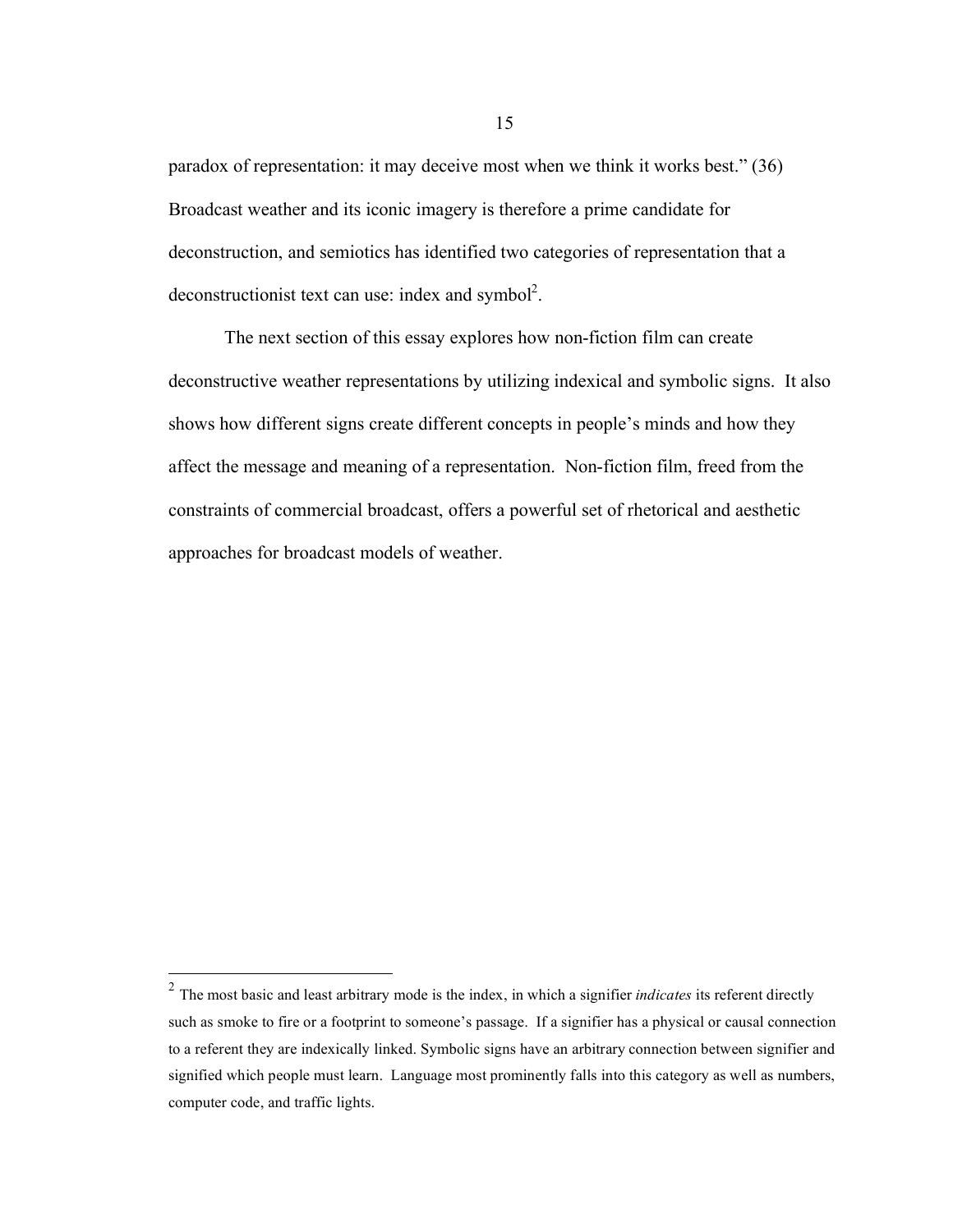paradox of representation: it may deceive most when we think it works best." (36) Broadcast weather and its iconic imagery is therefore a prime candidate for deconstruction, and semiotics has identified two categories of representation that a deconstructionist text can use: index and symbol[2].

The next section of this essay explores how non-fiction film can create deconstructive weather representations by utilizing indexical and symbolic signs. It also shows how different signs create different concepts in people's minds and how they affect the message and meaning of a representation. Non-fiction film, freed from the constraints of commercial broadcast, offers a powerful set of rhetorical and aesthetic approaches for broadcast models of weather.

---

[2] The most basic and least arbitrary mode is the index, in which a signifier *indicates* its referent directly such as smoke to fire or a footprint to someone's passage. If a signifier has a physical or causal connection to a referent they are indexically linked. Symbolic signs have an arbitrary connection between signifier and signified which people must learn. Language most prominently falls into this category as well as numbers, computer code, and traffic lights.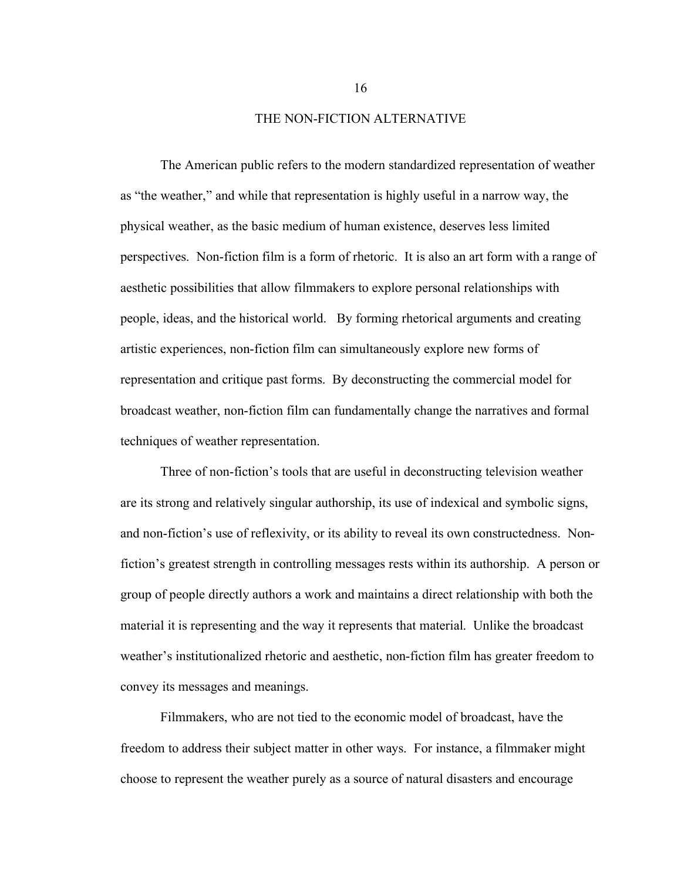## THE NON-FICTION ALTERNATIVE

The American public refers to the modern standardized representation of weather as "the weather," and while that representation is highly useful in a narrow way, the physical weather, as the basic medium of human existence, deserves less limited perspectives. Non-fiction film is a form of rhetoric. It is also an art form with a range of aesthetic possibilities that allow filmmakers to explore personal relationships with people, ideas, and the historical world. By forming rhetorical arguments and creating artistic experiences, non-fiction film can simultaneously explore new forms of representation and critique past forms. By deconstructing the commercial model for broadcast weather, non-fiction film can fundamentally change the narratives and formal techniques of weather representation.

Three of non-fiction's tools that are useful in deconstructing television weather are its strong and relatively singular authorship, its use of indexical and symbolic signs, and non-fiction's use of reflexivity, or its ability to reveal its own constructedness. Non-fiction's greatest strength in controlling messages rests within its authorship. A person or group of people directly authors a work and maintains a direct relationship with both the material it is representing and the way it represents that material. Unlike the broadcast weather's institutionalized rhetoric and aesthetic, non-fiction film has greater freedom to convey its messages and meanings.

Filmmakers, who are not tied to the economic model of broadcast, have the freedom to address their subject matter in other ways. For instance, a filmmaker might choose to represent the weather purely as a source of natural disasters and encourage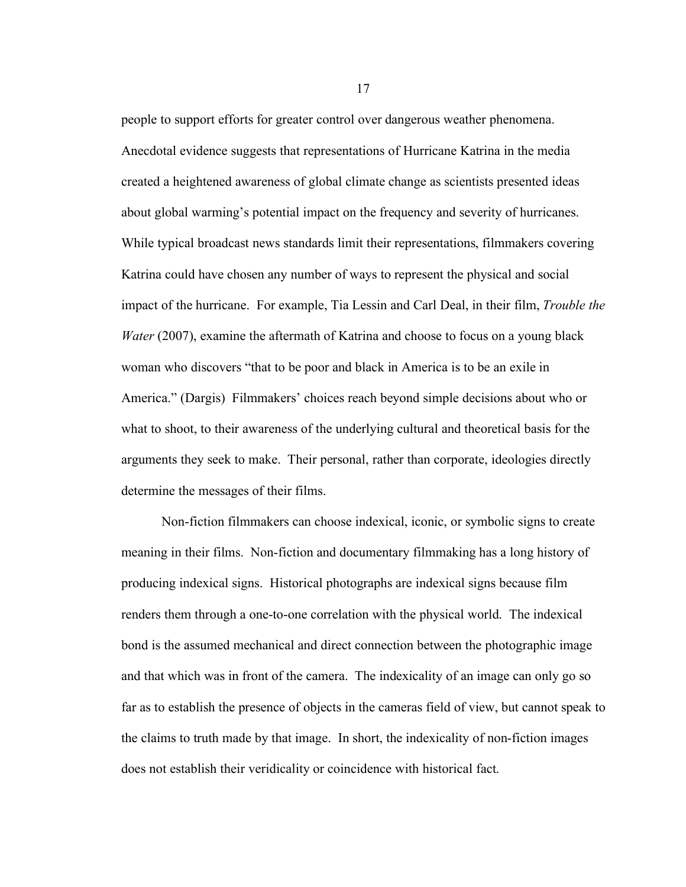people to support efforts for greater control over dangerous weather phenomena. Anecdotal evidence suggests that representations of Hurricane Katrina in the media created a heightened awareness of global climate change as scientists presented ideas about global warming's potential impact on the frequency and severity of hurricanes. While typical broadcast news standards limit their representations, filmmakers covering Katrina could have chosen any number of ways to represent the physical and social impact of the hurricane. For example, Tia Lessin and Carl Deal, in their film, *Trouble the Water* (2007), examine the aftermath of Katrina and choose to focus on a young black woman who discovers "that to be poor and black in America is to be an exile in America." (Dargis) Filmmakers' choices reach beyond simple decisions about who or what to shoot, to their awareness of the underlying cultural and theoretical basis for the arguments they seek to make. Their personal, rather than corporate, ideologies directly determine the messages of their films.

Non-fiction filmmakers can choose indexical, iconic, or symbolic signs to create meaning in their films. Non-fiction and documentary filmmaking has a long history of producing indexical signs. Historical photographs are indexical signs because film renders them through a one-to-one correlation with the physical world. The indexical bond is the assumed mechanical and direct connection between the photographic image and that which was in front of the camera. The indexicality of an image can only go so far as to establish the presence of objects in the cameras field of view, but cannot speak to the claims to truth made by that image. In short, the indexicality of non-fiction images does not establish their veridicality or coincidence with historical fact.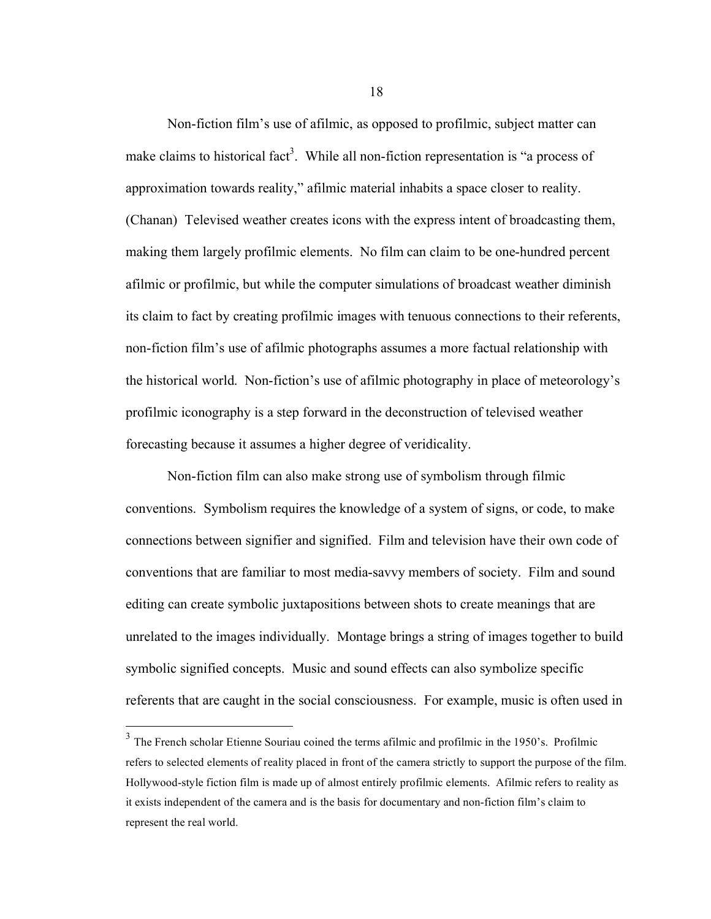Non-fiction film's use of afilmic, as opposed to profilmic, subject matter can make claims to historical fact[3]. While all non-fiction representation is "a process of approximation towards reality," afilmic material inhabits a space closer to reality. (Chanan) Televised weather creates icons with the express intent of broadcasting them, making them largely profilmic elements. No film can claim to be one-hundred percent afilmic or profilmic, but while the computer simulations of broadcast weather diminish its claim to fact by creating profilmic images with tenuous connections to their referents, non-fiction film's use of afilmic photographs assumes a more factual relationship with the historical world. Non-fiction's use of afilmic photography in place of meteorology's profilmic iconography is a step forward in the deconstruction of televised weather forecasting because it assumes a higher degree of veridicality.

Non-fiction film can also make strong use of symbolism through filmic conventions. Symbolism requires the knowledge of a system of signs, or code, to make connections between signifier and signified. Film and television have their own code of conventions that are familiar to most media-savvy members of society. Film and sound editing can create symbolic juxtapositions between shots to create meanings that are unrelated to the images individually. Montage brings a string of images together to build symbolic signified concepts. Music and sound effects can also symbolize specific referents that are caught in the social consciousness. For example, music is often used in

[3] The French scholar Etienne Souriau coined the terms afilmic and profilmic in the 1950's. Profilmic refers to selected elements of reality placed in front of the camera strictly to support the purpose of the film. Hollywood-style fiction film is made up of almost entirely profilmic elements. Afilmic refers to reality as it exists independent of the camera and is the basis for documentary and non-fiction film's claim to represent the real world.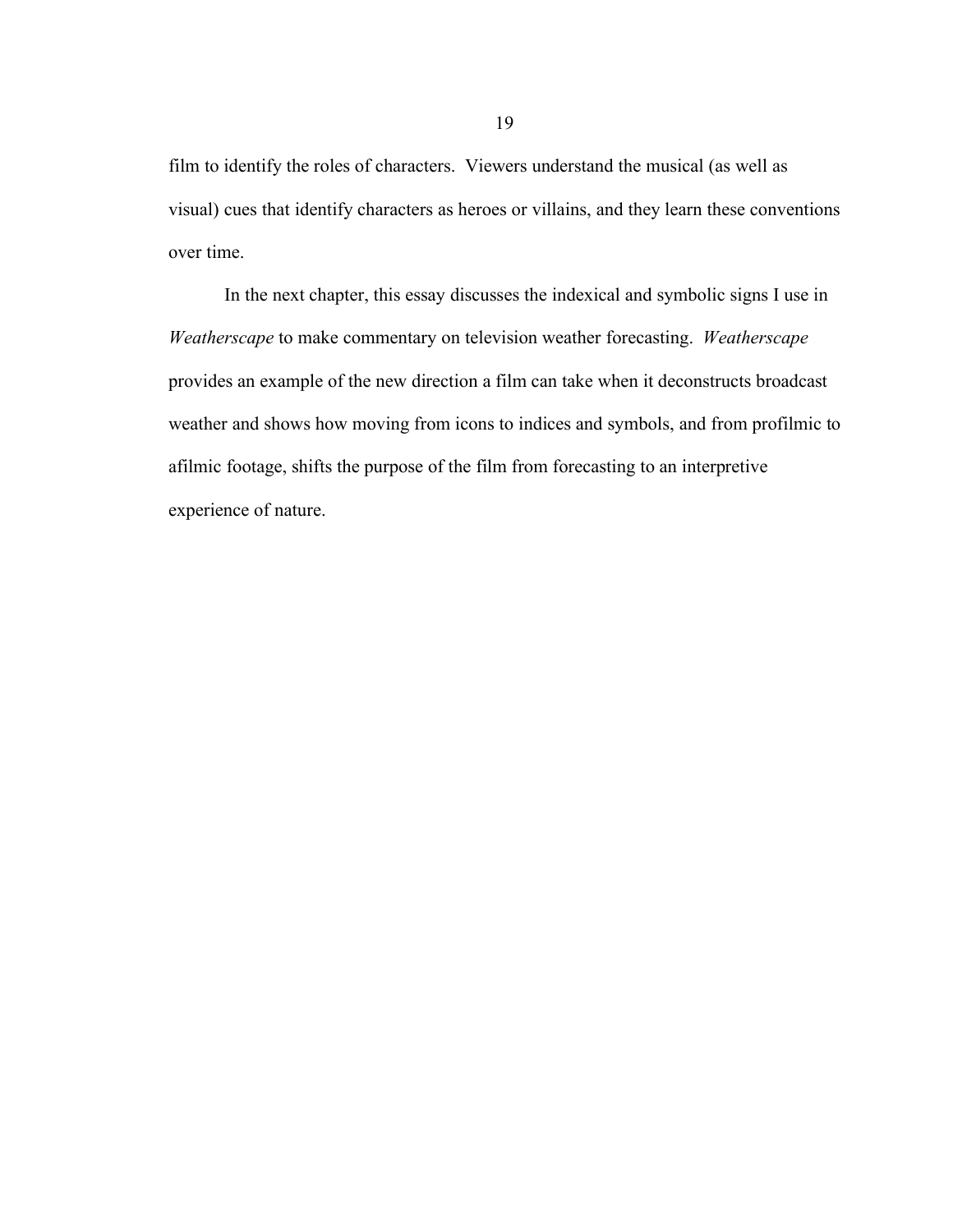film to identify the roles of characters. Viewers understand the musical (as well as visual) cues that identify characters as heroes or villains, and they learn these conventions over time.

In the next chapter, this essay discusses the indexical and symbolic signs I use in *Weatherscape* to make commentary on television weather forecasting. *Weatherscape* provides an example of the new direction a film can take when it deconstructs broadcast weather and shows how moving from icons to indices and symbols, and from profilmic to afilmic footage, shifts the purpose of the film from forecasting to an interpretive experience of nature.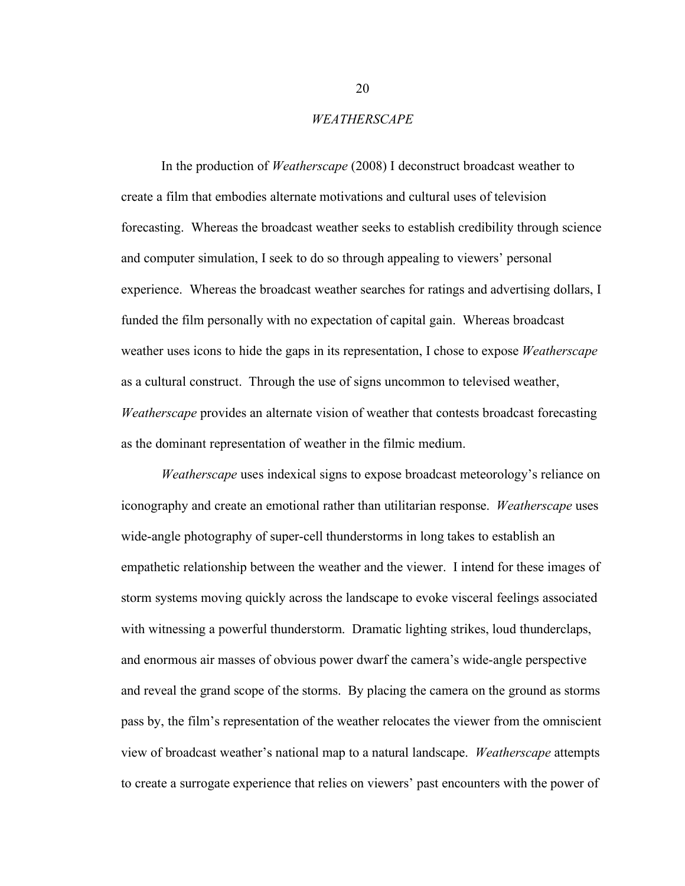## *WEATHERSCAPE*

In the production of *Weatherscape* (2008) I deconstruct broadcast weather to create a film that embodies alternate motivations and cultural uses of television forecasting. Whereas the broadcast weather seeks to establish credibility through science and computer simulation, I seek to do so through appealing to viewers' personal experience. Whereas the broadcast weather searches for ratings and advertising dollars, I funded the film personally with no expectation of capital gain. Whereas broadcast weather uses icons to hide the gaps in its representation, I chose to expose *Weatherscape* as a cultural construct. Through the use of signs uncommon to televised weather, *Weatherscape* provides an alternate vision of weather that contests broadcast forecasting as the dominant representation of weather in the filmic medium.

*Weatherscape* uses indexical signs to expose broadcast meteorology's reliance on iconography and create an emotional rather than utilitarian response. *Weatherscape* uses wide-angle photography of super-cell thunderstorms in long takes to establish an empathetic relationship between the weather and the viewer. I intend for these images of storm systems moving quickly across the landscape to evoke visceral feelings associated with witnessing a powerful thunderstorm. Dramatic lighting strikes, loud thunderclaps, and enormous air masses of obvious power dwarf the camera's wide-angle perspective and reveal the grand scope of the storms. By placing the camera on the ground as storms pass by, the film's representation of the weather relocates the viewer from the omniscient view of broadcast weather's national map to a natural landscape. *Weatherscape* attempts to create a surrogate experience that relies on viewers' past encounters with the power of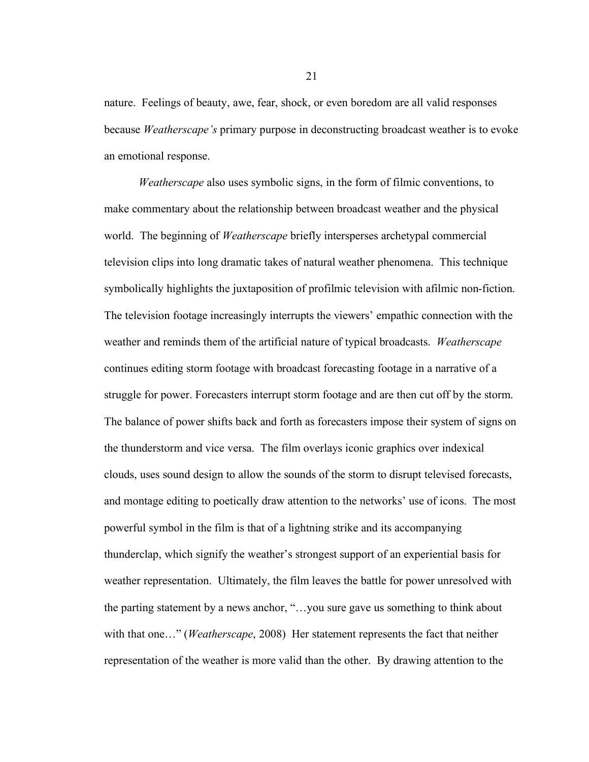nature. Feelings of beauty, awe, fear, shock, or even boredom are all valid responses because *Weatherscape's* primary purpose in deconstructing broadcast weather is to evoke an emotional response.

*Weatherscape* also uses symbolic signs, in the form of filmic conventions, to make commentary about the relationship between broadcast weather and the physical world. The beginning of *Weatherscape* briefly intersperses archetypal commercial television clips into long dramatic takes of natural weather phenomena. This technique symbolically highlights the juxtaposition of profilmic television with afilmic non-fiction. The television footage increasingly interrupts the viewers' empathic connection with the weather and reminds them of the artificial nature of typical broadcasts. *Weatherscape* continues editing storm footage with broadcast forecasting footage in a narrative of a struggle for power. Forecasters interrupt storm footage and are then cut off by the storm. The balance of power shifts back and forth as forecasters impose their system of signs on the thunderstorm and vice versa. The film overlays iconic graphics over indexical clouds, uses sound design to allow the sounds of the storm to disrupt televised forecasts, and montage editing to poetically draw attention to the networks' use of icons. The most powerful symbol in the film is that of a lightning strike and its accompanying thunderclap, which signify the weather's strongest support of an experiential basis for weather representation. Ultimately, the film leaves the battle for power unresolved with the parting statement by a news anchor, "…you sure gave us something to think about with that one…" (*Weatherscape*, 2008) Her statement represents the fact that neither representation of the weather is more valid than the other. By drawing attention to the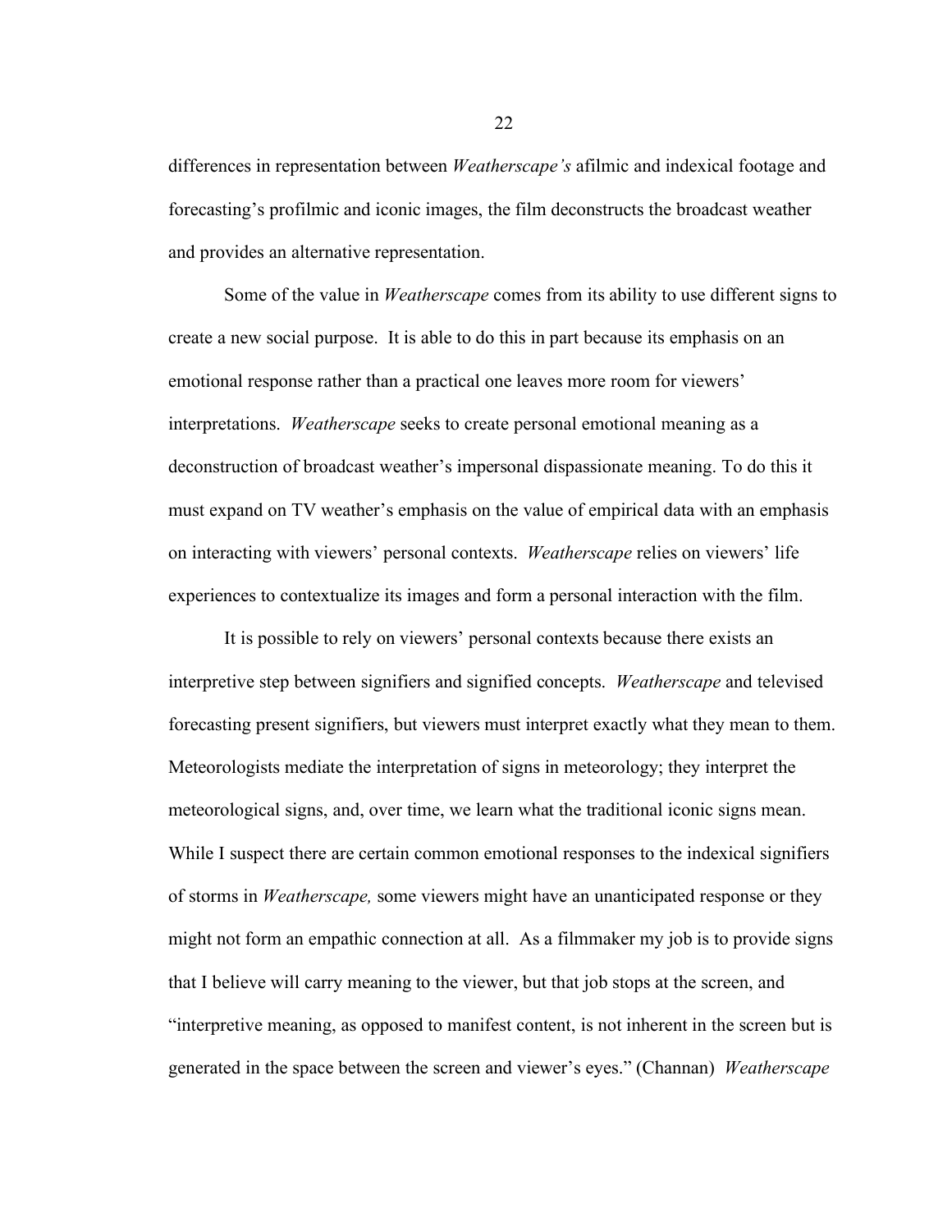differences in representation between *Weatherscape's* afilmic and indexical footage and forecasting's profilmic and iconic images, the film deconstructs the broadcast weather and provides an alternative representation.

Some of the value in *Weatherscape* comes from its ability to use different signs to create a new social purpose. It is able to do this in part because its emphasis on an emotional response rather than a practical one leaves more room for viewers' interpretations. *Weatherscape* seeks to create personal emotional meaning as a deconstruction of broadcast weather's impersonal dispassionate meaning. To do this it must expand on TV weather's emphasis on the value of empirical data with an emphasis on interacting with viewers' personal contexts. *Weatherscape* relies on viewers' life experiences to contextualize its images and form a personal interaction with the film.

It is possible to rely on viewers' personal contexts because there exists an interpretive step between signifiers and signified concepts. *Weatherscape* and televised forecasting present signifiers, but viewers must interpret exactly what they mean to them. Meteorologists mediate the interpretation of signs in meteorology; they interpret the meteorological signs, and, over time, we learn what the traditional iconic signs mean. While I suspect there are certain common emotional responses to the indexical signifiers of storms in *Weatherscape,* some viewers might have an unanticipated response or they might not form an empathic connection at all. As a filmmaker my job is to provide signs that I believe will carry meaning to the viewer, but that job stops at the screen, and "interpretive meaning, as opposed to manifest content, is not inherent in the screen but is generated in the space between the screen and viewer's eyes." (Channan) *Weatherscape*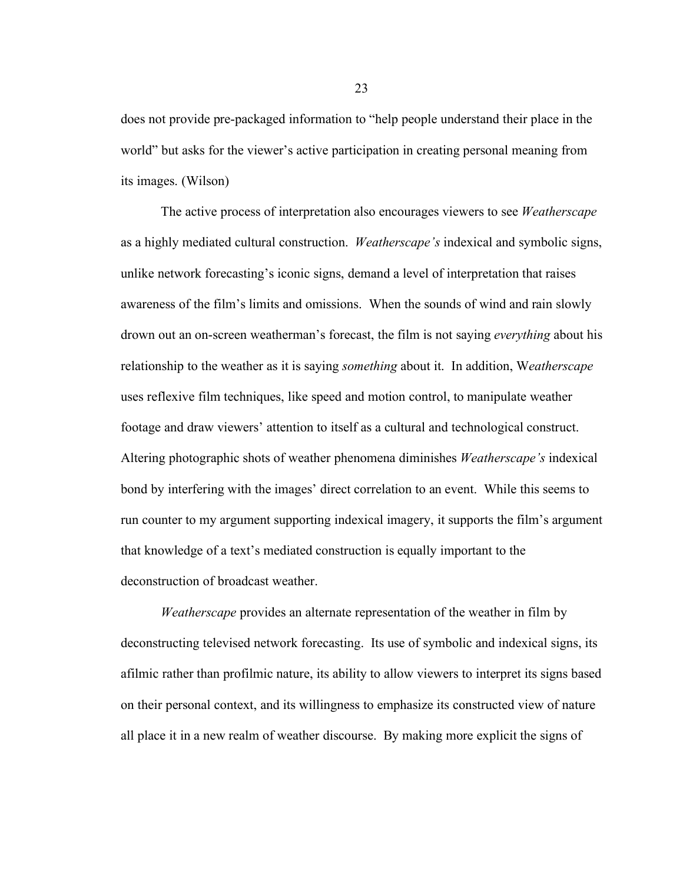does not provide pre-packaged information to "help people understand their place in the world" but asks for the viewer's active participation in creating personal meaning from its images. (Wilson)

The active process of interpretation also encourages viewers to see *Weatherscape* as a highly mediated cultural construction. *Weatherscape's* indexical and symbolic signs, unlike network forecasting's iconic signs, demand a level of interpretation that raises awareness of the film's limits and omissions. When the sounds of wind and rain slowly drown out an on-screen weatherman's forecast, the film is not saying *everything* about his relationship to the weather as it is saying *something* about it. In addition, W*eatherscape* uses reflexive film techniques, like speed and motion control, to manipulate weather footage and draw viewers' attention to itself as a cultural and technological construct. Altering photographic shots of weather phenomena diminishes *Weatherscape's* indexical bond by interfering with the images' direct correlation to an event. While this seems to run counter to my argument supporting indexical imagery, it supports the film's argument that knowledge of a text's mediated construction is equally important to the deconstruction of broadcast weather.

*Weatherscape* provides an alternate representation of the weather in film by deconstructing televised network forecasting. Its use of symbolic and indexical signs, its afilmic rather than profilmic nature, its ability to allow viewers to interpret its signs based on their personal context, and its willingness to emphasize its constructed view of nature all place it in a new realm of weather discourse. By making more explicit the signs of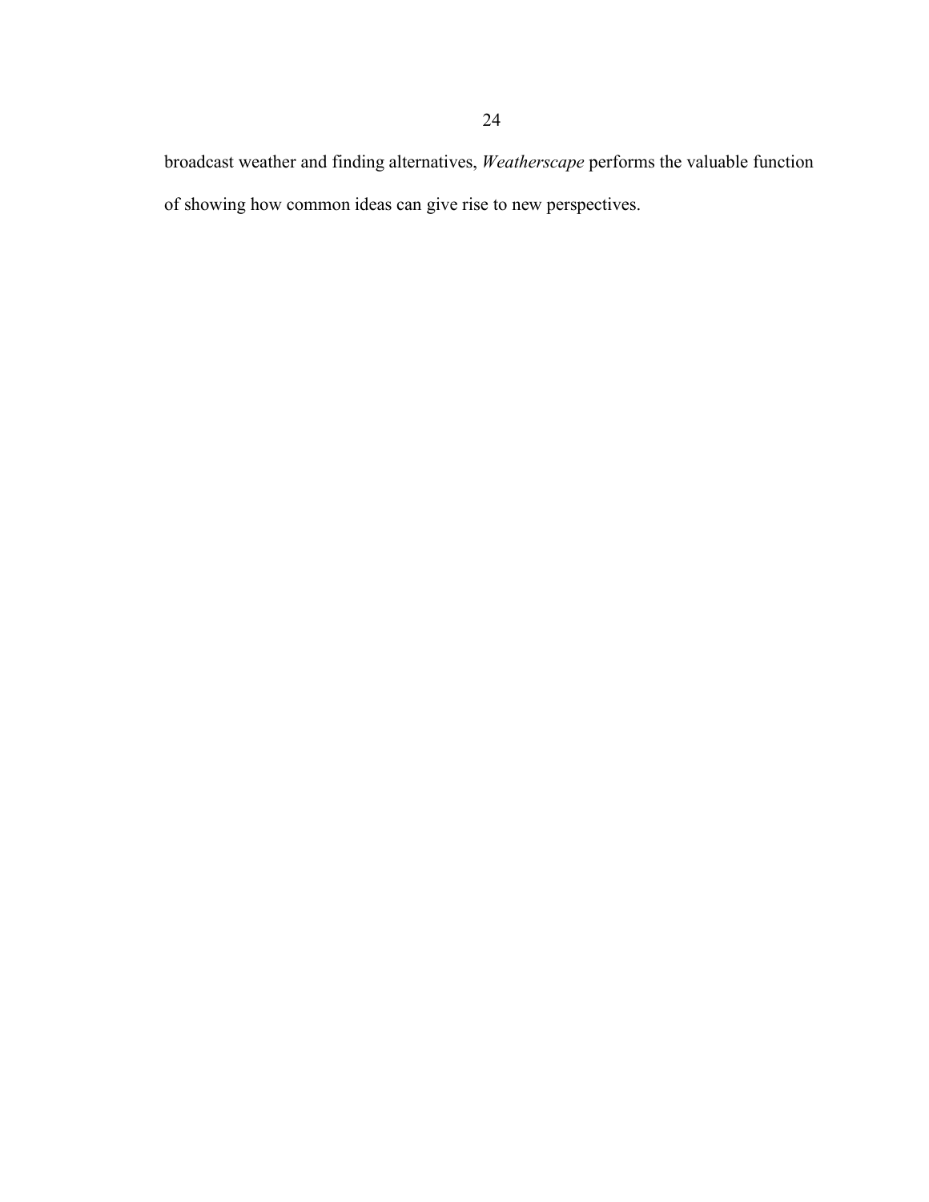broadcast weather and finding alternatives, *Weatherscape* performs the valuable function of showing how common ideas can give rise to new perspectives.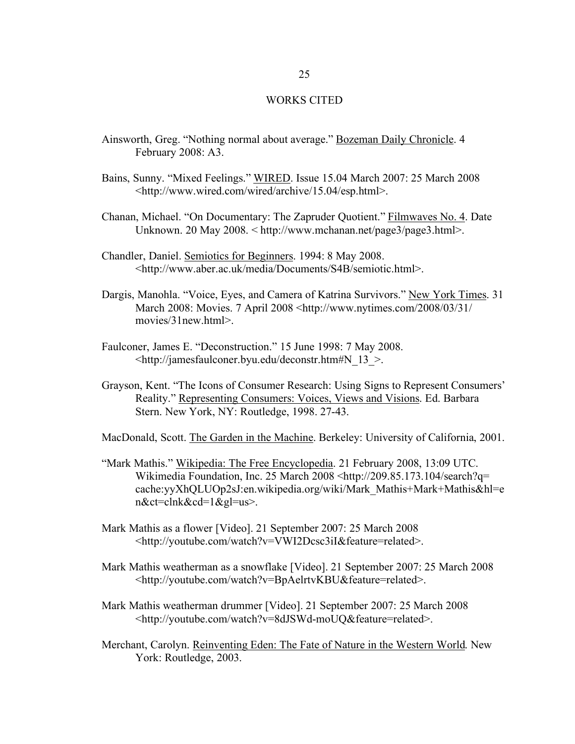# WORKS CITED

Ainsworth, Greg. “Nothing normal about average.” Bozeman Daily Chronicle. 4 February 2008: A3.

Bains, Sunny. “Mixed Feelings.” WIRED. Issue 15.04 March 2007: 25 March 2008 <http://www.wired.com/wired/archive/15.04/esp.html>.

Chanan, Michael. “On Documentary: The Zapruder Quotient.” Filmwaves No. 4. Date Unknown. 20 May 2008. < http://www.mchanan.net/page3/page3.html>.

Chandler, Daniel. Semiotics for Beginners. 1994: 8 May 2008. <http://www.aber.ac.uk/media/Documents/S4B/semiotic.html>.

Dargis, Manohla. “Voice, Eyes, and Camera of Katrina Survivors.” New York Times. 31 March 2008: Movies. 7 April 2008 <http://www.nytimes.com/2008/03/31/movies/31new.html>.

Faulconer, James E. “Deconstruction.” 15 June 1998: 7 May 2008. <http://jamesfaulconer.byu.edu/deconstr.htm#N_13_>.

Grayson, Kent. “The Icons of Consumer Research: Using Signs to Represent Consumers’ Reality.” Representing Consumers: Voices, Views and Visions. Ed. Barbara Stern. New York, NY: Routledge, 1998. 27-43.

MacDonald, Scott. The Garden in the Machine. Berkeley: University of California, 2001.

“Mark Mathis.” Wikipedia: The Free Encyclopedia. 21 February 2008, 13:09 UTC. Wikimedia Foundation, Inc. 25 March 2008 <http://209.85.173.104/search?q=cache:yyXhQLUOp2sJ:en.wikipedia.org/wiki/Mark_Mathis+Mark+Mathis&hl=en&ct=clnk&cd=1&gl=us>.

Mark Mathis as a flower [Video]. 21 September 2007: 25 March 2008 <http://youtube.com/watch?v=VWI2Dcsc3iI&feature=related>.

Mark Mathis weatherman as a snowflake [Video]. 21 September 2007: 25 March 2008 <http://youtube.com/watch?v=BpAelrtvKBU&feature=related>.

Mark Mathis weatherman drummer [Video]. 21 September 2007: 25 March 2008 <http://youtube.com/watch?v=8dJSWd-moUQ&feature=related>.

Merchant, Carolyn. Reinventing Eden: The Fate of Nature in the Western World. New York: Routledge, 2003.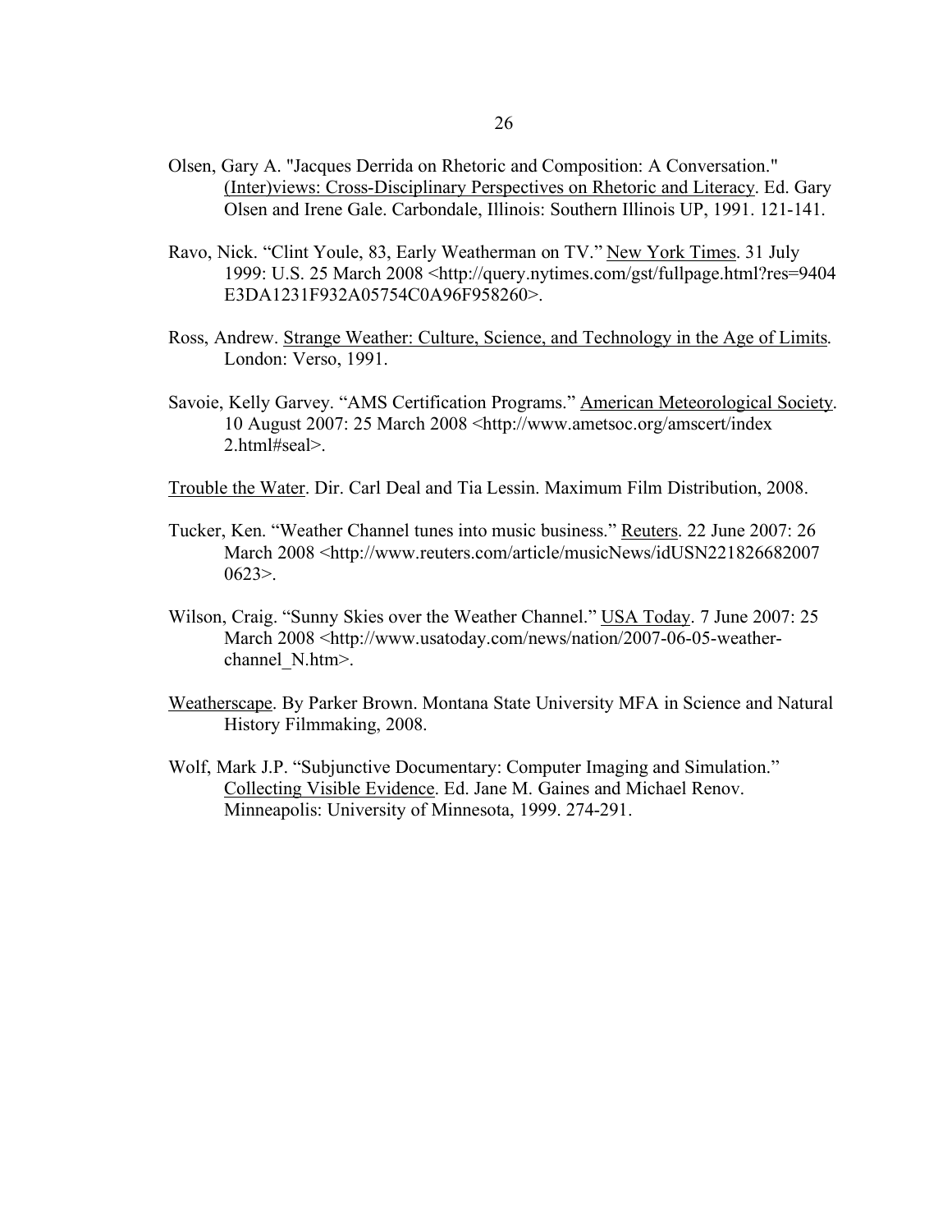Olsen, Gary A. "Jacques Derrida on Rhetoric and Composition: A Conversation." (Inter)views: Cross-Disciplinary Perspectives on Rhetoric and Literacy. Ed. Gary Olsen and Irene Gale. Carbondale, Illinois: Southern Illinois UP, 1991. 121-141.

Ravo, Nick. "Clint Youle, 83, Early Weatherman on TV." New York Times. 31 July 1999: U.S. 25 March 2008 <http://query.nytimes.com/gst/fullpage.html?res=9404E3DA1231F932A05754C0A96F958260>.

Ross, Andrew. Strange Weather: Culture, Science, and Technology in the Age of Limits. London: Verso, 1991.

Savoie, Kelly Garvey. "AMS Certification Programs." American Meteorological Society. 10 August 2007: 25 March 2008 <http://www.ametsoc.org/amscert/index2.html#seal>.

Trouble the Water. Dir. Carl Deal and Tia Lessin. Maximum Film Distribution, 2008.

Tucker, Ken. "Weather Channel tunes into music business." Reuters. 22 June 2007: 26 March 2008 <http://www.reuters.com/article/musicNews/idUSN2218266820070623>.

Wilson, Craig. "Sunny Skies over the Weather Channel." USA Today. 7 June 2007: 25 March 2008 <http://www.usatoday.com/news/nation/2007-06-05-weather-channel_N.htm>.

Weatherscape. By Parker Brown. Montana State University MFA in Science and Natural History Filmmaking, 2008.

Wolf, Mark J.P. "Subjunctive Documentary: Computer Imaging and Simulation." Collecting Visible Evidence. Ed. Jane M. Gaines and Michael Renov. Minneapolis: University of Minnesota, 1999. 274-291.